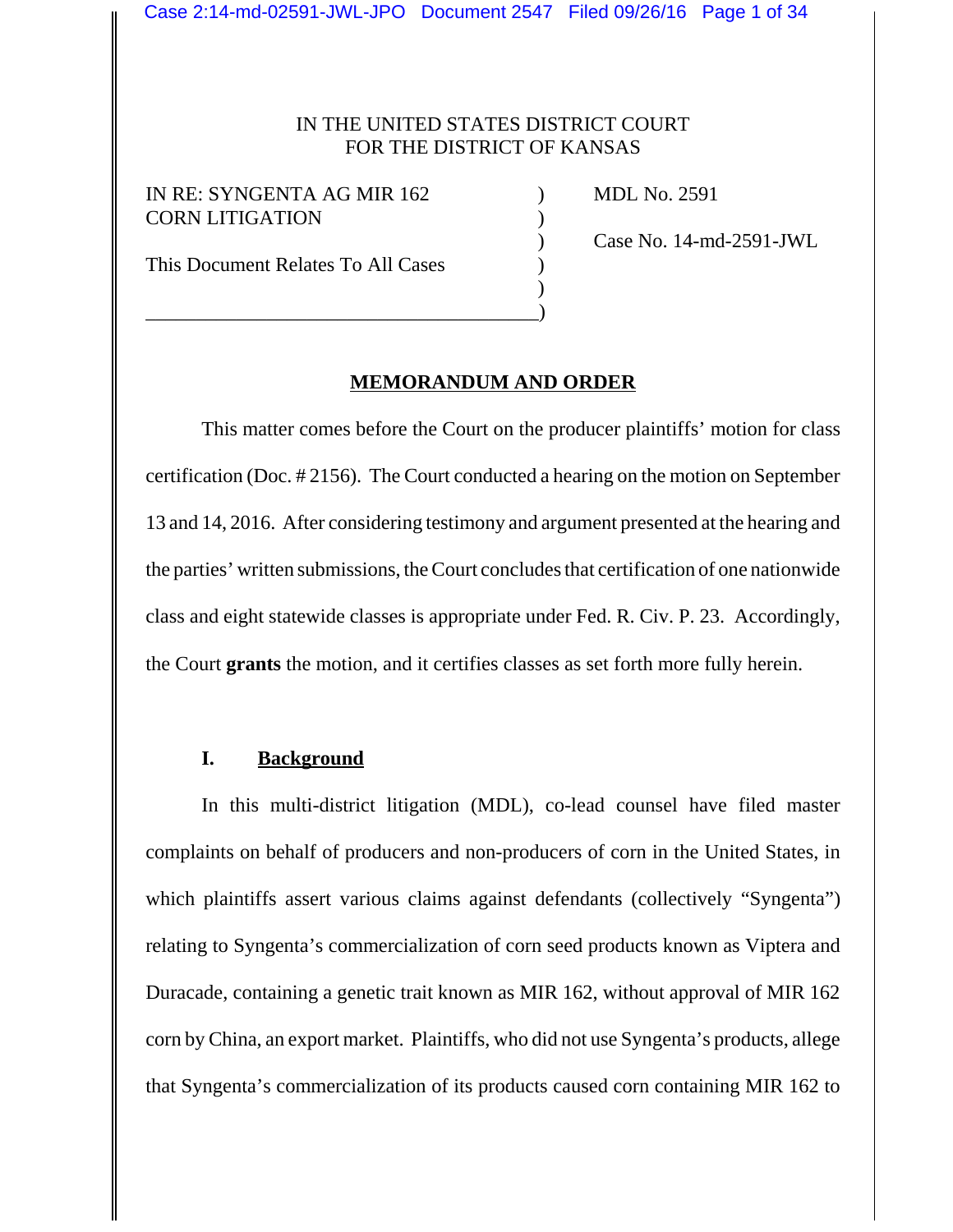IN THE UNITED STATES DISTRICT COURT
FOR THE DISTRICT OF KANSAS

IN RE: SYNGENTA AG MIR 162 CORN LITIGATION

This Document Relates To All Cases

MDL No. 2591

Case No. 14-md-2591-JWL

## MEMORANDUM AND ORDER

This matter comes before the Court on the producer plaintiffs' motion for class certification (Doc. # 2156). The Court conducted a hearing on the motion on September 13 and 14, 2016. After considering testimony and argument presented at the hearing and the parties' written submissions, the Court concludes that certification of one nationwide class and eight statewide classes is appropriate under Fed. R. Civ. P. 23. Accordingly, the Court **grants** the motion, and it certifies classes as set forth more fully herein.

### I. Background

In this multi-district litigation (MDL), co-lead counsel have filed master complaints on behalf of producers and non-producers of corn in the United States, in which plaintiffs assert various claims against defendants (collectively "Syngenta") relating to Syngenta's commercialization of corn seed products known as Viptera and Duracade, containing a genetic trait known as MIR 162, without approval of MIR 162 corn by China, an export market. Plaintiffs, who did not use Syngenta's products, allege that Syngenta's commercialization of its products caused corn containing MIR 162 to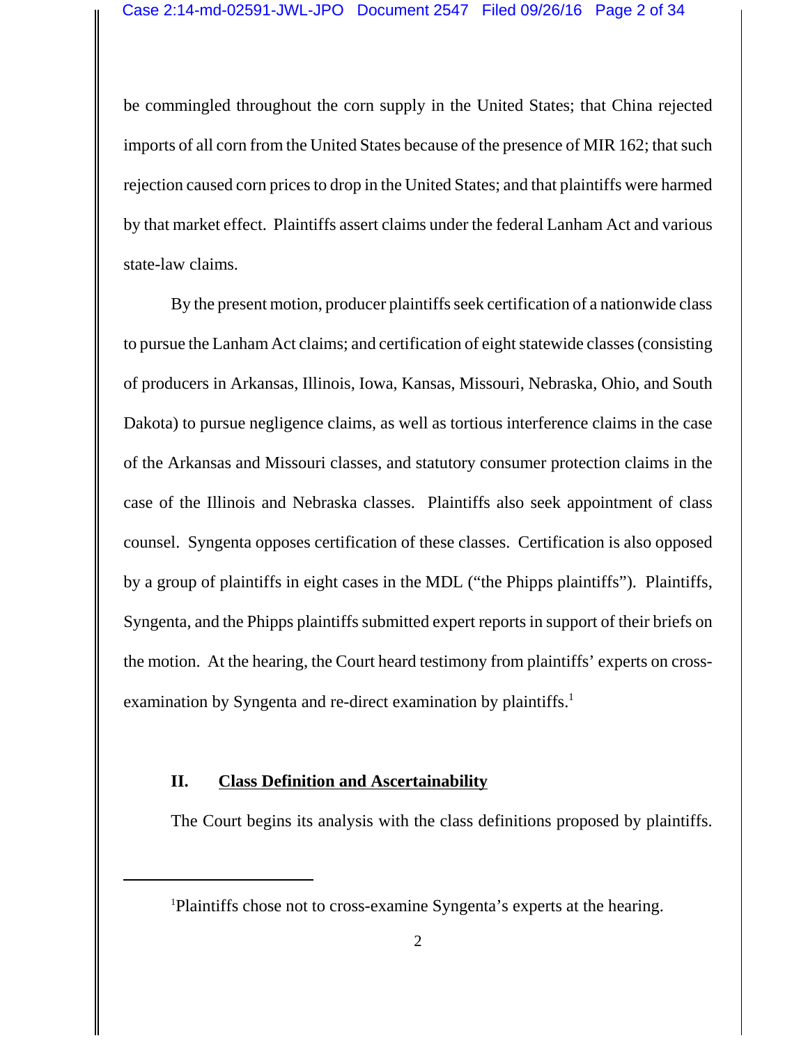be commingled throughout the corn supply in the United States; that China rejected imports of all corn from the United States because of the presence of MIR 162; that such rejection caused corn prices to drop in the United States; and that plaintiffs were harmed by that market effect. Plaintiffs assert claims under the federal Lanham Act and various state-law claims.

By the present motion, producer plaintiffs seek certification of a nationwide class to pursue the Lanham Act claims; and certification of eight statewide classes (consisting of producers in Arkansas, Illinois, Iowa, Kansas, Missouri, Nebraska, Ohio, and South Dakota) to pursue negligence claims, as well as tortious interference claims in the case of the Arkansas and Missouri classes, and statutory consumer protection claims in the case of the Illinois and Nebraska classes. Plaintiffs also seek appointment of class counsel. Syngenta opposes certification of these classes. Certification is also opposed by a group of plaintiffs in eight cases in the MDL ("the Phipps plaintiffs"). Plaintiffs, Syngenta, and the Phipps plaintiffs submitted expert reports in support of their briefs on the motion. At the hearing, the Court heard testimony from plaintiffs' experts on cross-examination by Syngenta and re-direct examination by plaintiffs.[1]

## II. Class Definition and Ascertainability

The Court begins its analysis with the class definitions proposed by plaintiffs.

---

[1] Plaintiffs chose not to cross-examine Syngenta's experts at the hearing.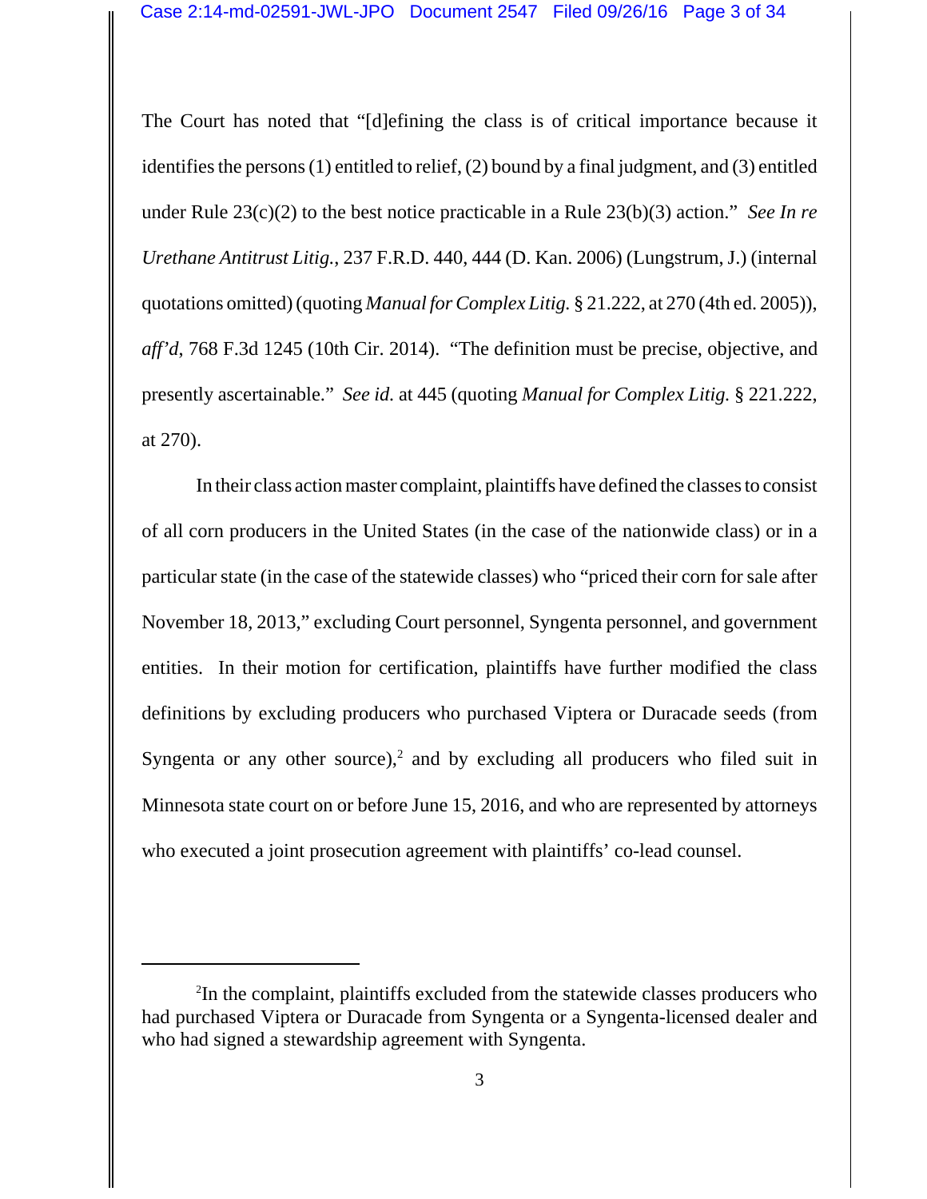The Court has noted that "[d]efining the class is of critical importance because it identifies the persons (1) entitled to relief, (2) bound by a final judgment, and (3) entitled under Rule 23(c)(2) to the best notice practicable in a Rule 23(b)(3) action." *See In re Urethane Antitrust Litig.*, 237 F.R.D. 440, 444 (D. Kan. 2006) (Lungstrum, J.) (internal quotations omitted) (quoting *Manual for Complex Litig.* § 21.222, at 270 (4th ed. 2005)), *aff'd*, 768 F.3d 1245 (10th Cir. 2014). "The definition must be precise, objective, and presently ascertainable." *See id.* at 445 (quoting *Manual for Complex Litig.* § 221.222, at 270).

In their class action master complaint, plaintiffs have defined the classes to consist of all corn producers in the United States (in the case of the nationwide class) or in a particular state (in the case of the statewide classes) who "priced their corn for sale after November 18, 2013," excluding Court personnel, Syngenta personnel, and government entities. In their motion for certification, plaintiffs have further modified the class definitions by excluding producers who purchased Viptera or Duracade seeds (from Syngenta or any other source),[2] and by excluding all producers who filed suit in Minnesota state court on or before June 15, 2016, and who are represented by attorneys who executed a joint prosecution agreement with plaintiffs' co-lead counsel.

---

[2]In the complaint, plaintiffs excluded from the statewide classes producers who had purchased Viptera or Duracade from Syngenta or a Syngenta-licensed dealer and who had signed a stewardship agreement with Syngenta.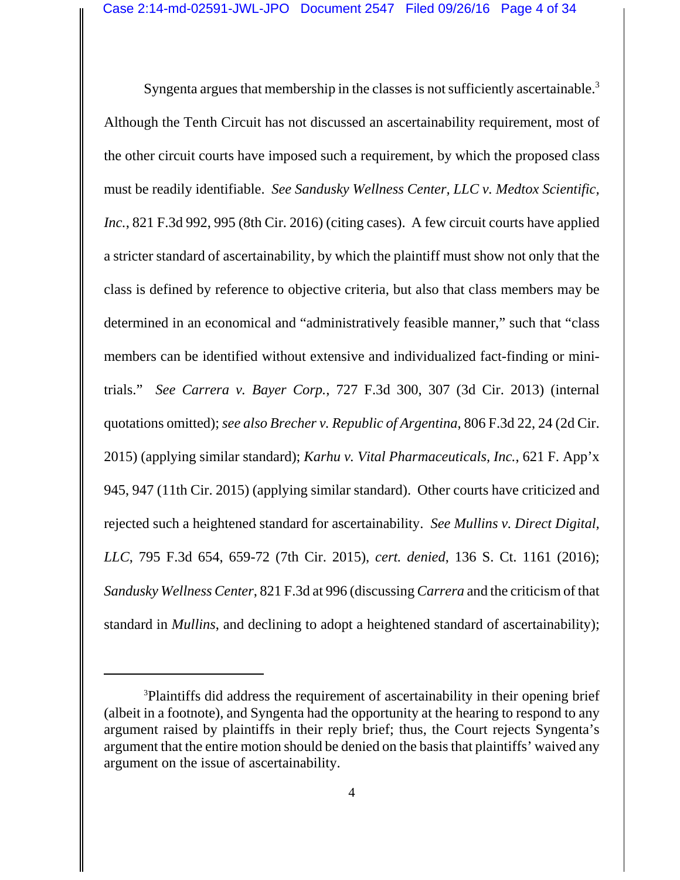Syngenta argues that membership in the classes is not sufficiently ascertainable.[3] Although the Tenth Circuit has not discussed an ascertainability requirement, most of the other circuit courts have imposed such a requirement, by which the proposed class must be readily identifiable. *See Sandusky Wellness Center, LLC v. Medtox Scientific, Inc.*, 821 F.3d 992, 995 (8th Cir. 2016) (citing cases). A few circuit courts have applied a stricter standard of ascertainability, by which the plaintiff must show not only that the class is defined by reference to objective criteria, but also that class members may be determined in an economical and "administratively feasible manner," such that "class members can be identified without extensive and individualized fact-finding or mini-trials." *See Carrera v. Bayer Corp.*, 727 F.3d 300, 307 (3d Cir. 2013) (internal quotations omitted); *see also Brecher v. Republic of Argentina*, 806 F.3d 22, 24 (2d Cir. 2015) (applying similar standard); *Karhu v. Vital Pharmaceuticals, Inc.*, 621 F. App'x 945, 947 (11th Cir. 2015) (applying similar standard). Other courts have criticized and rejected such a heightened standard for ascertainability. *See Mullins v. Direct Digital, LLC*, 795 F.3d 654, 659-72 (7th Cir. 2015), *cert. denied*, 136 S. Ct. 1161 (2016); *Sandusky Wellness Center*, 821 F.3d at 996 (discussing *Carrera* and the criticism of that standard in *Mullins*, and declining to adopt a heightened standard of ascertainability);

---

[3]Plaintiffs did address the requirement of ascertainability in their opening brief (albeit in a footnote), and Syngenta had the opportunity at the hearing to respond to any argument raised by plaintiffs in their reply brief; thus, the Court rejects Syngenta's argument that the entire motion should be denied on the basis that plaintiffs' waived any argument on the issue of ascertainability.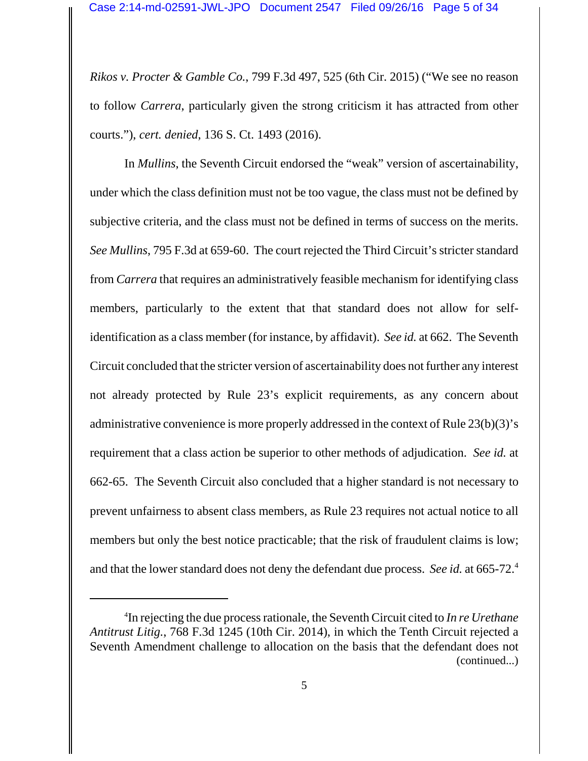*Rikos v. Procter & Gamble Co.*, 799 F.3d 497, 525 (6th Cir. 2015) ("We see no reason to follow *Carrera*, particularly given the strong criticism it has attracted from other courts."), *cert. denied*, 136 S. Ct. 1493 (2016).

In *Mullins*, the Seventh Circuit endorsed the "weak" version of ascertainability, under which the class definition must not be too vague, the class must not be defined by subjective criteria, and the class must not be defined in terms of success on the merits. *See Mullins*, 795 F.3d at 659-60. The court rejected the Third Circuit's stricter standard from *Carrera* that requires an administratively feasible mechanism for identifying class members, particularly to the extent that that standard does not allow for self-identification as a class member (for instance, by affidavit). *See id.* at 662. The Seventh Circuit concluded that the stricter version of ascertainability does not further any interest not already protected by Rule 23's explicit requirements, as any concern about administrative convenience is more properly addressed in the context of Rule 23(b)(3)'s requirement that a class action be superior to other methods of adjudication. *See id.* at 662-65. The Seventh Circuit also concluded that a higher standard is not necessary to prevent unfairness to absent class members, as Rule 23 requires not actual notice to all members but only the best notice practicable; that the risk of fraudulent claims is low; and that the lower standard does not deny the defendant due process. *See id.* at 665-72.[4]

---

[4] In rejecting the due process rationale, the Seventh Circuit cited to *In re Urethane Antitrust Litig.*, 768 F.3d 1245 (10th Cir. 2014), in which the Tenth Circuit rejected a Seventh Amendment challenge to allocation on the basis that the defendant does not (continued...)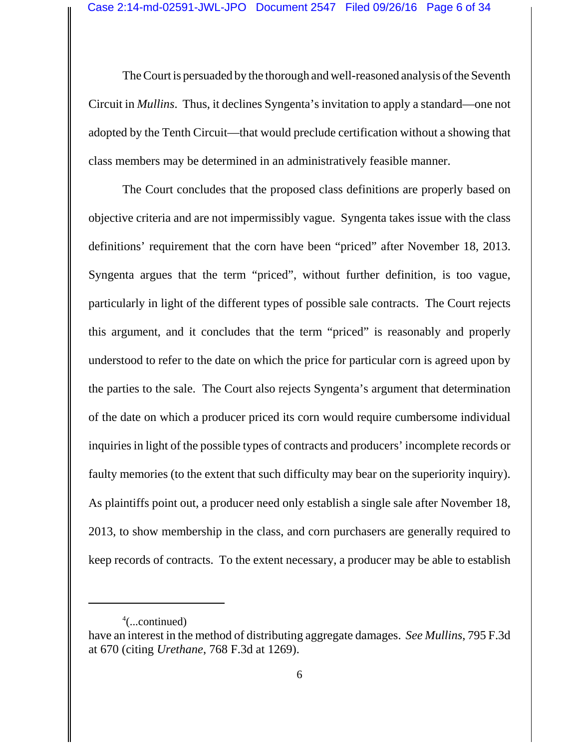The Court is persuaded by the thorough and well-reasoned analysis of the Seventh Circuit in *Mullins*. Thus, it declines Syngenta's invitation to apply a standard—one not adopted by the Tenth Circuit—that would preclude certification without a showing that class members may be determined in an administratively feasible manner.

The Court concludes that the proposed class definitions are properly based on objective criteria and are not impermissibly vague. Syngenta takes issue with the class definitions' requirement that the corn have been "priced" after November 18, 2013. Syngenta argues that the term "priced", without further definition, is too vague, particularly in light of the different types of possible sale contracts. The Court rejects this argument, and it concludes that the term "priced" is reasonably and properly understood to refer to the date on which the price for particular corn is agreed upon by the parties to the sale. The Court also rejects Syngenta's argument that determination of the date on which a producer priced its corn would require cumbersome individual inquiries in light of the possible types of contracts and producers' incomplete records or faulty memories (to the extent that such difficulty may bear on the superiority inquiry). As plaintiffs point out, a producer need only establish a single sale after November 18, 2013, to show membership in the class, and corn purchasers are generally required to keep records of contracts. To the extent necessary, a producer may be able to establish

---

[4](...continued)
have an interest in the method of distributing aggregate damages. *See Mullins*, 795 F.3d at 670 (citing *Urethane*, 768 F.3d at 1269).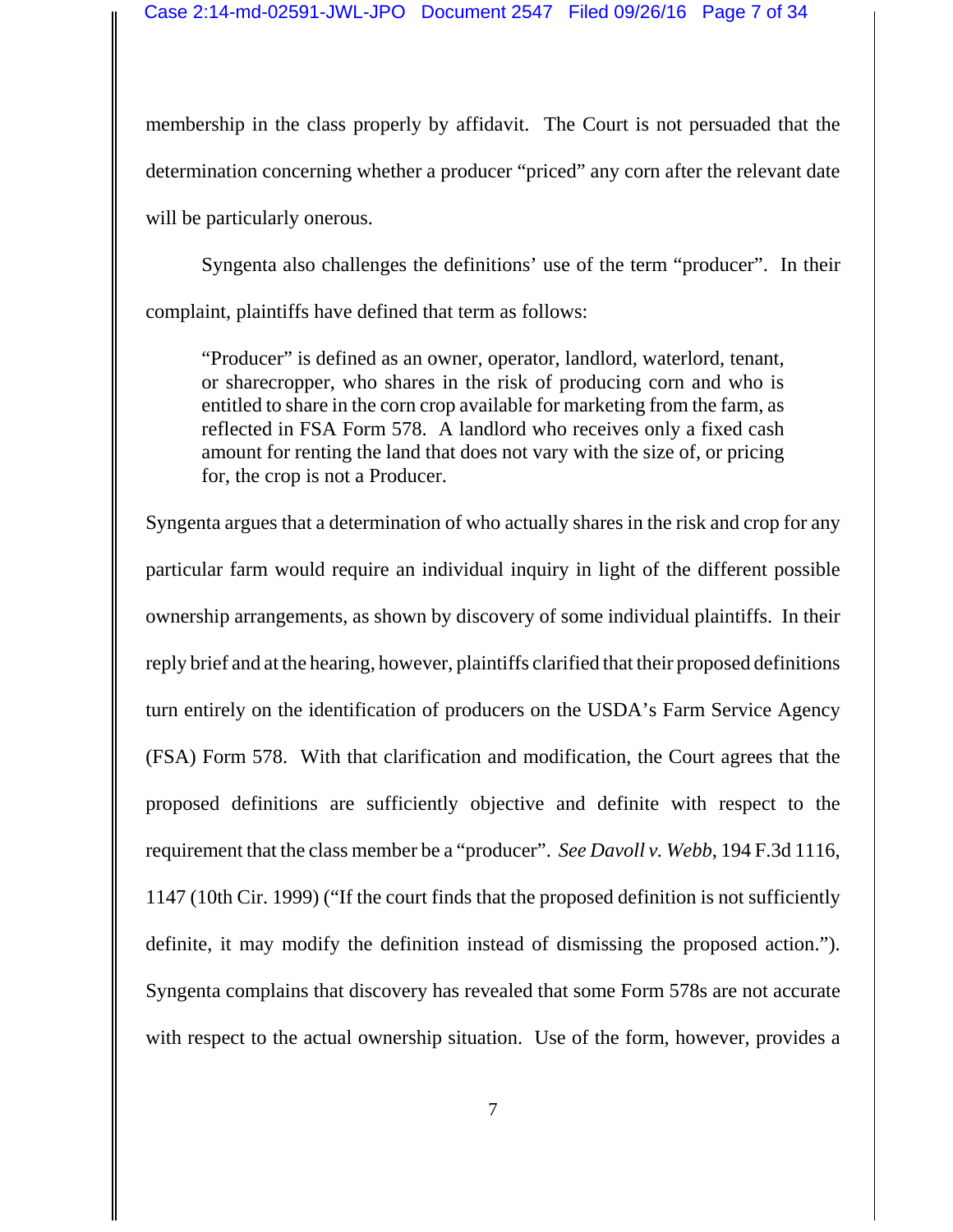membership in the class properly by affidavit. The Court is not persuaded that the determination concerning whether a producer "priced" any corn after the relevant date will be particularly onerous.

Syngenta also challenges the definitions' use of the term "producer". In their complaint, plaintiffs have defined that term as follows:

> "Producer" is defined as an owner, operator, landlord, waterlord, tenant, or sharecropper, who shares in the risk of producing corn and who is entitled to share in the corn crop available for marketing from the farm, as reflected in FSA Form 578. A landlord who receives only a fixed cash amount for renting the land that does not vary with the size of, or pricing for, the crop is not a Producer.

Syngenta argues that a determination of who actually shares in the risk and crop for any particular farm would require an individual inquiry in light of the different possible ownership arrangements, as shown by discovery of some individual plaintiffs. In their reply brief and at the hearing, however, plaintiffs clarified that their proposed definitions turn entirely on the identification of producers on the USDA's Farm Service Agency (FSA) Form 578. With that clarification and modification, the Court agrees that the proposed definitions are sufficiently objective and definite with respect to the requirement that the class member be a "producer". *See Davoll v. Webb*, 194 F.3d 1116, 1147 (10th Cir. 1999) ("If the court finds that the proposed definition is not sufficiently definite, it may modify the definition instead of dismissing the proposed action."). Syngenta complains that discovery has revealed that some Form 578s are not accurate with respect to the actual ownership situation. Use of the form, however, provides a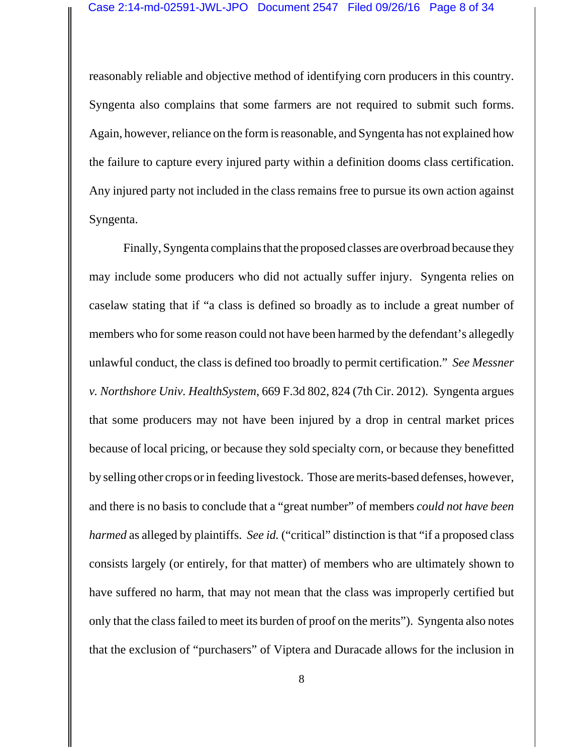reasonably reliable and objective method of identifying corn producers in this country. Syngenta also complains that some farmers are not required to submit such forms. Again, however, reliance on the form is reasonable, and Syngenta has not explained how the failure to capture every injured party within a definition dooms class certification. Any injured party not included in the class remains free to pursue its own action against Syngenta.

Finally, Syngenta complains that the proposed classes are overbroad because they may include some producers who did not actually suffer injury. Syngenta relies on caselaw stating that if "a class is defined so broadly as to include a great number of members who for some reason could not have been harmed by the defendant's allegedly unlawful conduct, the class is defined too broadly to permit certification." *See Messner v. Northshore Univ. HealthSystem*, 669 F.3d 802, 824 (7th Cir. 2012). Syngenta argues that some producers may not have been injured by a drop in central market prices because of local pricing, or because they sold specialty corn, or because they benefitted by selling other crops or in feeding livestock. Those are merits-based defenses, however, and there is no basis to conclude that a "great number" of members *could not have been harmed* as alleged by plaintiffs. *See id.* ("critical" distinction is that "if a proposed class consists largely (or entirely, for that matter) of members who are ultimately shown to have suffered no harm, that may not mean that the class was improperly certified but only that the class failed to meet its burden of proof on the merits"). Syngenta also notes that the exclusion of "purchasers" of Viptera and Duracade allows for the inclusion in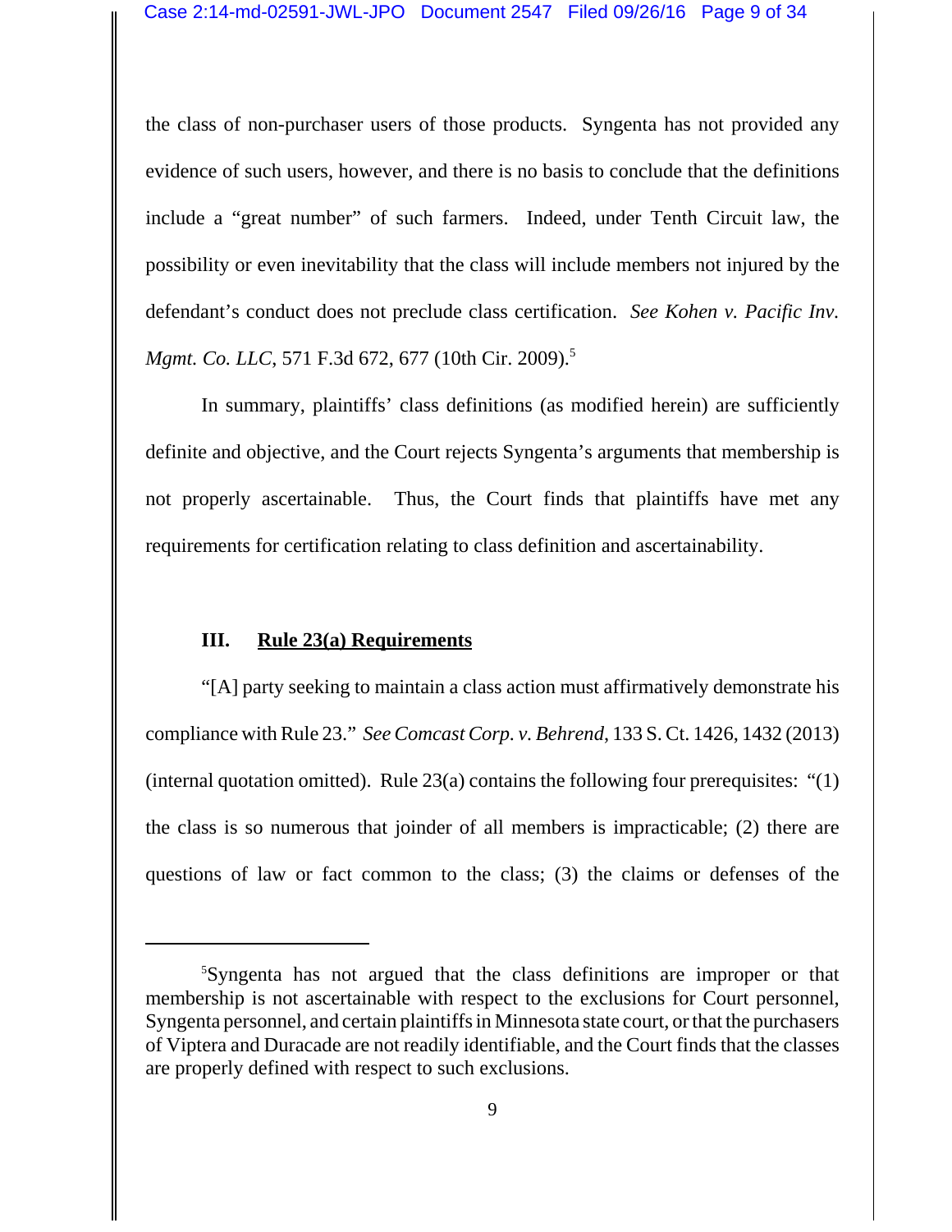the class of non-purchaser users of those products. Syngenta has not provided any evidence of such users, however, and there is no basis to conclude that the definitions include a "great number" of such farmers. Indeed, under Tenth Circuit law, the possibility or even inevitability that the class will include members not injured by the defendant's conduct does not preclude class certification. *See Kohen v. Pacific Inv. Mgmt. Co. LLC*, 571 F.3d 672, 677 (10th Cir. 2009).[5]

In summary, plaintiffs' class definitions (as modified herein) are sufficiently definite and objective, and the Court rejects Syngenta's arguments that membership is not properly ascertainable. Thus, the Court finds that plaintiffs have met any requirements for certification relating to class definition and ascertainability.

## III. <u>Rule 23(a) Requirements</u>

"[A] party seeking to maintain a class action must affirmatively demonstrate his compliance with Rule 23." *See Comcast Corp. v. Behrend*, 133 S. Ct. 1426, 1432 (2013) (internal quotation omitted). Rule 23(a) contains the following four prerequisites: "(1) the class is so numerous that joinder of all members is impracticable; (2) there are questions of law or fact common to the class; (3) the claims or defenses of the

---

[5]Syngenta has not argued that the class definitions are improper or that membership is not ascertainable with respect to the exclusions for Court personnel, Syngenta personnel, and certain plaintiffs in Minnesota state court, or that the purchasers of Viptera and Duracade are not readily identifiable, and the Court finds that the classes are properly defined with respect to such exclusions.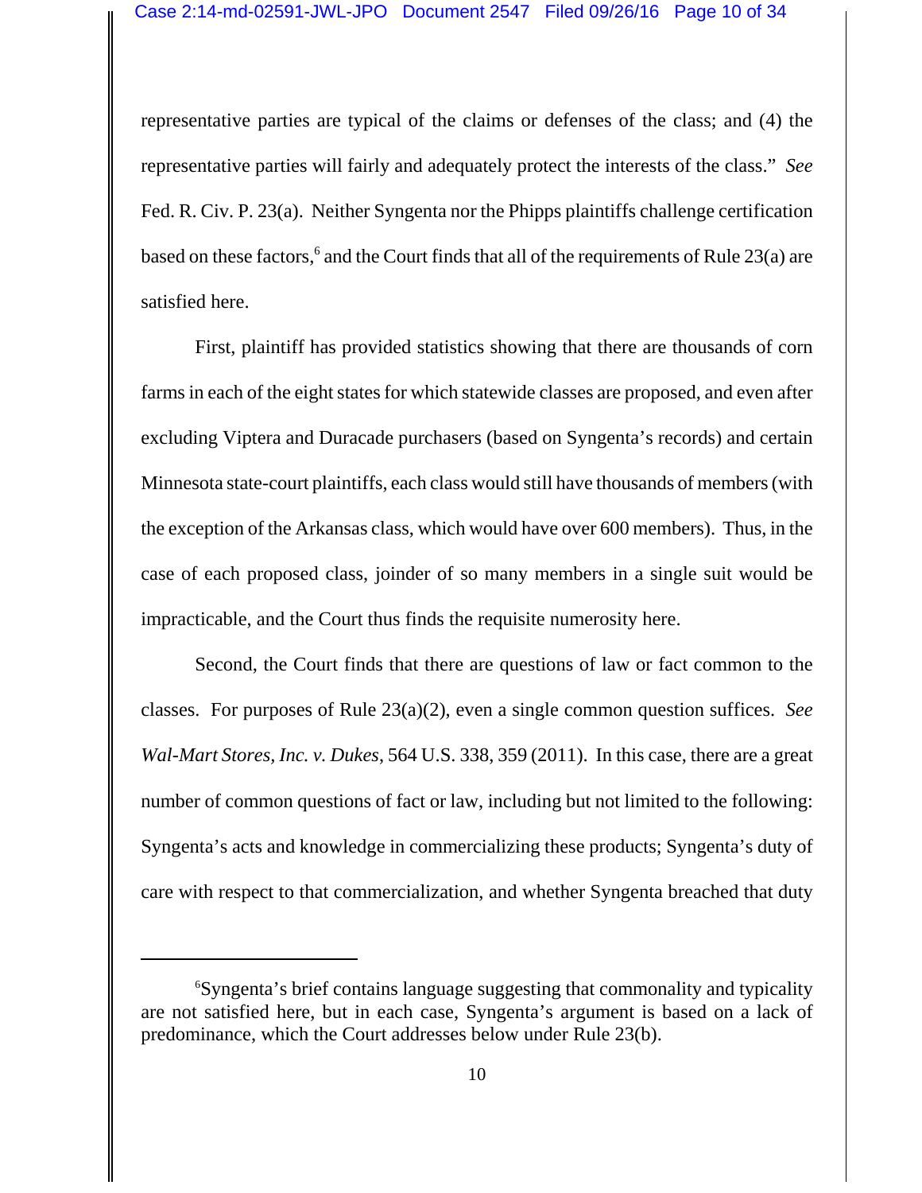representative parties are typical of the claims or defenses of the class; and (4) the representative parties will fairly and adequately protect the interests of the class." *See* Fed. R. Civ. P. 23(a). Neither Syngenta nor the Phipps plaintiffs challenge certification based on these factors,[6] and the Court finds that all of the requirements of Rule 23(a) are satisfied here.

First, plaintiff has provided statistics showing that there are thousands of corn farms in each of the eight states for which statewide classes are proposed, and even after excluding Viptera and Duracade purchasers (based on Syngenta's records) and certain Minnesota state-court plaintiffs, each class would still have thousands of members (with the exception of the Arkansas class, which would have over 600 members). Thus, in the case of each proposed class, joinder of so many members in a single suit would be impracticable, and the Court thus finds the requisite numerosity here.

Second, the Court finds that there are questions of law or fact common to the classes. For purposes of Rule 23(a)(2), even a single common question suffices. *See Wal-Mart Stores, Inc. v. Dukes*, 564 U.S. 338, 359 (2011). In this case, there are a great number of common questions of fact or law, including but not limited to the following: Syngenta's acts and knowledge in commercializing these products; Syngenta's duty of care with respect to that commercialization, and whether Syngenta breached that duty

---

[6] Syngenta's brief contains language suggesting that commonality and typicality are not satisfied here, but in each case, Syngenta's argument is based on a lack of predominance, which the Court addresses below under Rule 23(b).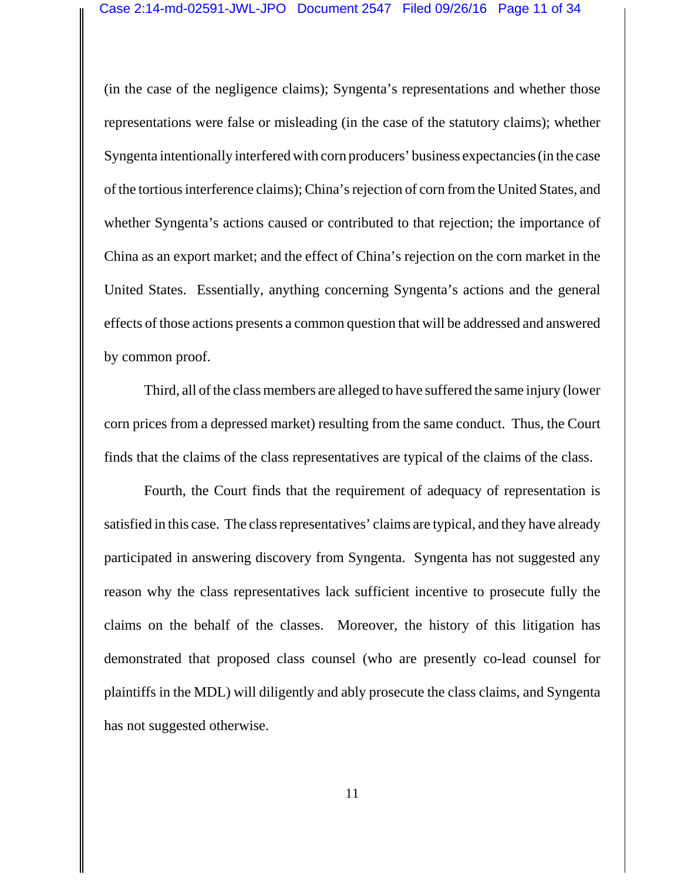(in the case of the negligence claims); Syngenta's representations and whether those representations were false or misleading (in the case of the statutory claims); whether Syngenta intentionally interfered with corn producers' business expectancies (in the case of the tortious interference claims); China's rejection of corn from the United States, and whether Syngenta's actions caused or contributed to that rejection; the importance of China as an export market; and the effect of China's rejection on the corn market in the United States. Essentially, anything concerning Syngenta's actions and the general effects of those actions presents a common question that will be addressed and answered by common proof.

Third, all of the class members are alleged to have suffered the same injury (lower corn prices from a depressed market) resulting from the same conduct. Thus, the Court finds that the claims of the class representatives are typical of the claims of the class.

Fourth, the Court finds that the requirement of adequacy of representation is satisfied in this case. The class representatives' claims are typical, and they have already participated in answering discovery from Syngenta. Syngenta has not suggested any reason why the class representatives lack sufficient incentive to prosecute fully the claims on the behalf of the classes. Moreover, the history of this litigation has demonstrated that proposed class counsel (who are presently co-lead counsel for plaintiffs in the MDL) will diligently and ably prosecute the class claims, and Syngenta has not suggested otherwise.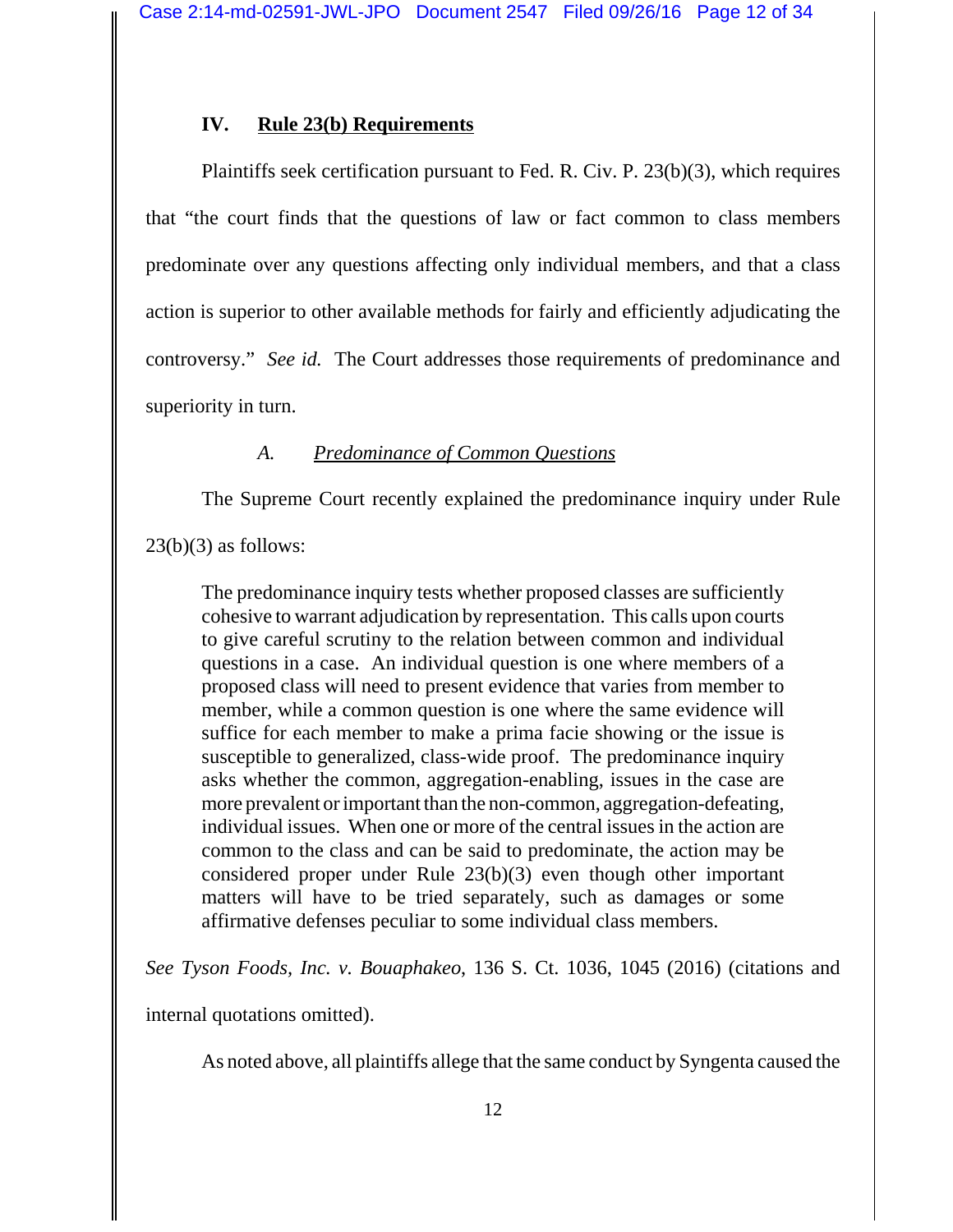## IV. Rule 23(b) Requirements

Plaintiffs seek certification pursuant to Fed. R. Civ. P. 23(b)(3), which requires that "the court finds that the questions of law or fact common to class members predominate over any questions affecting only individual members, and that a class action is superior to other available methods for fairly and efficiently adjudicating the controversy." *See id.* The Court addresses those requirements of predominance and superiority in turn.

### *A. Predominance of Common Questions*

The Supreme Court recently explained the predominance inquiry under Rule 23(b)(3) as follows:

> The predominance inquiry tests whether proposed classes are sufficiently cohesive to warrant adjudication by representation. This calls upon courts to give careful scrutiny to the relation between common and individual questions in a case. An individual question is one where members of a proposed class will need to present evidence that varies from member to member, while a common question is one where the same evidence will suffice for each member to make a prima facie showing or the issue is susceptible to generalized, class-wide proof. The predominance inquiry asks whether the common, aggregation-enabling, issues in the case are more prevalent or important than the non-common, aggregation-defeating, individual issues. When one or more of the central issues in the action are common to the class and can be said to predominate, the action may be considered proper under Rule 23(b)(3) even though other important matters will have to be tried separately, such as damages or some affirmative defenses peculiar to some individual class members.

*See Tyson Foods, Inc. v. Bouaphakeo*, 136 S. Ct. 1036, 1045 (2016) (citations and internal quotations omitted).

As noted above, all plaintiffs allege that the same conduct by Syngenta caused the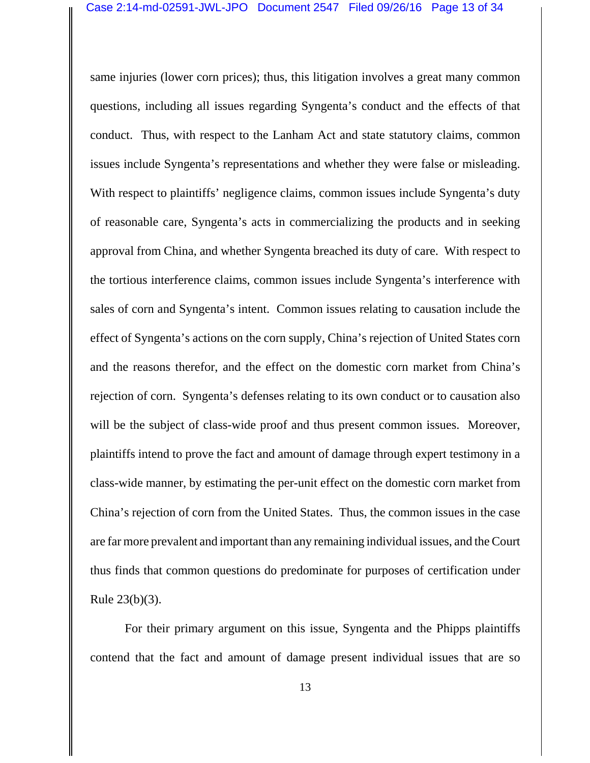same injuries (lower corn prices); thus, this litigation involves a great many common questions, including all issues regarding Syngenta's conduct and the effects of that conduct. Thus, with respect to the Lanham Act and state statutory claims, common issues include Syngenta's representations and whether they were false or misleading. With respect to plaintiffs' negligence claims, common issues include Syngenta's duty of reasonable care, Syngenta's acts in commercializing the products and in seeking approval from China, and whether Syngenta breached its duty of care. With respect to the tortious interference claims, common issues include Syngenta's interference with sales of corn and Syngenta's intent. Common issues relating to causation include the effect of Syngenta's actions on the corn supply, China's rejection of United States corn and the reasons therefor, and the effect on the domestic corn market from China's rejection of corn. Syngenta's defenses relating to its own conduct or to causation also will be the subject of class-wide proof and thus present common issues. Moreover, plaintiffs intend to prove the fact and amount of damage through expert testimony in a class-wide manner, by estimating the per-unit effect on the domestic corn market from China's rejection of corn from the United States. Thus, the common issues in the case are far more prevalent and important than any remaining individual issues, and the Court thus finds that common questions do predominate for purposes of certification under Rule 23(b)(3).

For their primary argument on this issue, Syngenta and the Phipps plaintiffs contend that the fact and amount of damage present individual issues that are so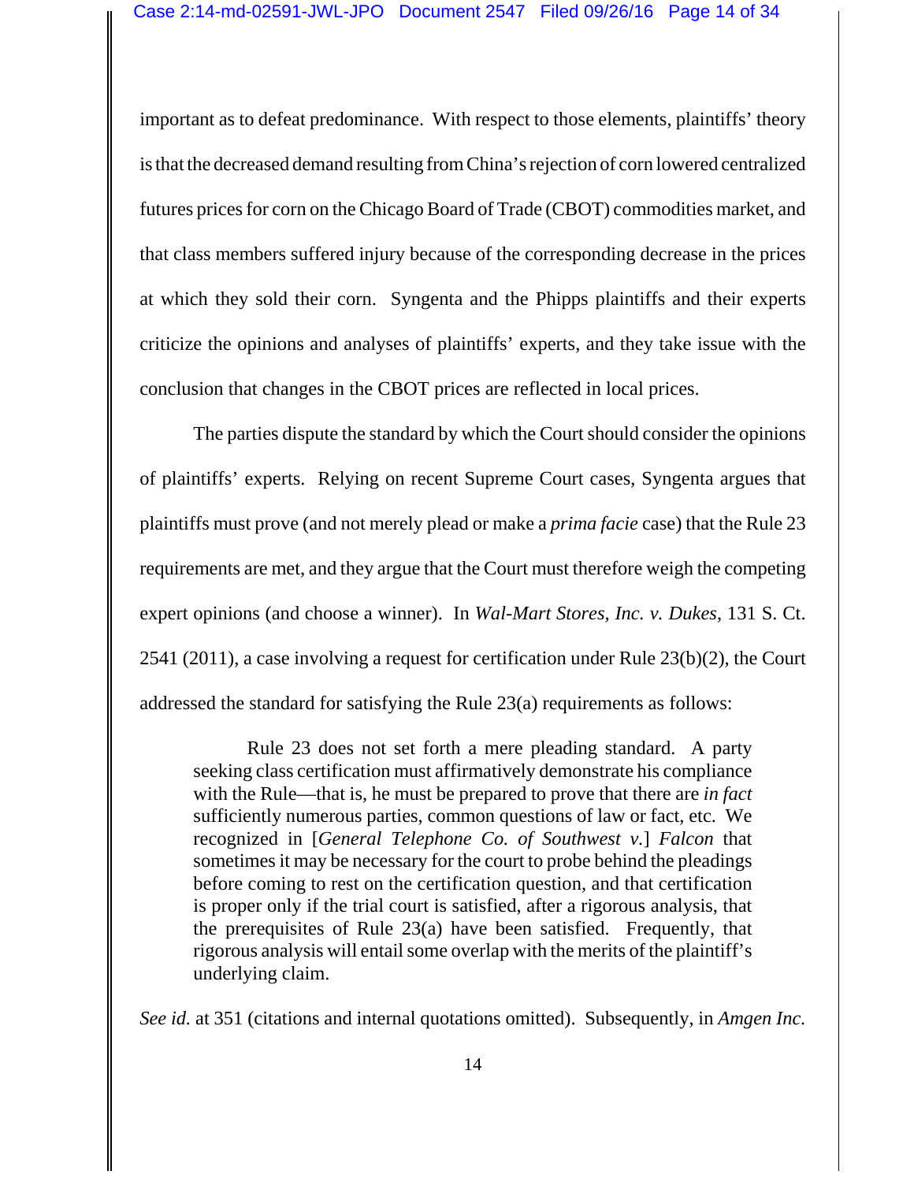important as to defeat predominance. With respect to those elements, plaintiffs' theory is that the decreased demand resulting from China's rejection of corn lowered centralized futures prices for corn on the Chicago Board of Trade (CBOT) commodities market, and that class members suffered injury because of the corresponding decrease in the prices at which they sold their corn. Syngenta and the Phipps plaintiffs and their experts criticize the opinions and analyses of plaintiffs' experts, and they take issue with the conclusion that changes in the CBOT prices are reflected in local prices.

The parties dispute the standard by which the Court should consider the opinions of plaintiffs' experts. Relying on recent Supreme Court cases, Syngenta argues that plaintiffs must prove (and not merely plead or make a *prima facie* case) that the Rule 23 requirements are met, and they argue that the Court must therefore weigh the competing expert opinions (and choose a winner). In *Wal-Mart Stores, Inc. v. Dukes*, 131 S. Ct. 2541 (2011), a case involving a request for certification under Rule 23(b)(2), the Court addressed the standard for satisfying the Rule 23(a) requirements as follows:

> Rule 23 does not set forth a mere pleading standard. A party seeking class certification must affirmatively demonstrate his compliance with the Rule—that is, he must be prepared to prove that there are *in fact* sufficiently numerous parties, common questions of law or fact, etc. We recognized in [*General Telephone Co. of Southwest v.*] *Falcon* that sometimes it may be necessary for the court to probe behind the pleadings before coming to rest on the certification question, and that certification is proper only if the trial court is satisfied, after a rigorous analysis, that the prerequisites of Rule 23(a) have been satisfied. Frequently, that rigorous analysis will entail some overlap with the merits of the plaintiff's underlying claim.

*See id.* at 351 (citations and internal quotations omitted). Subsequently, in *Amgen Inc.*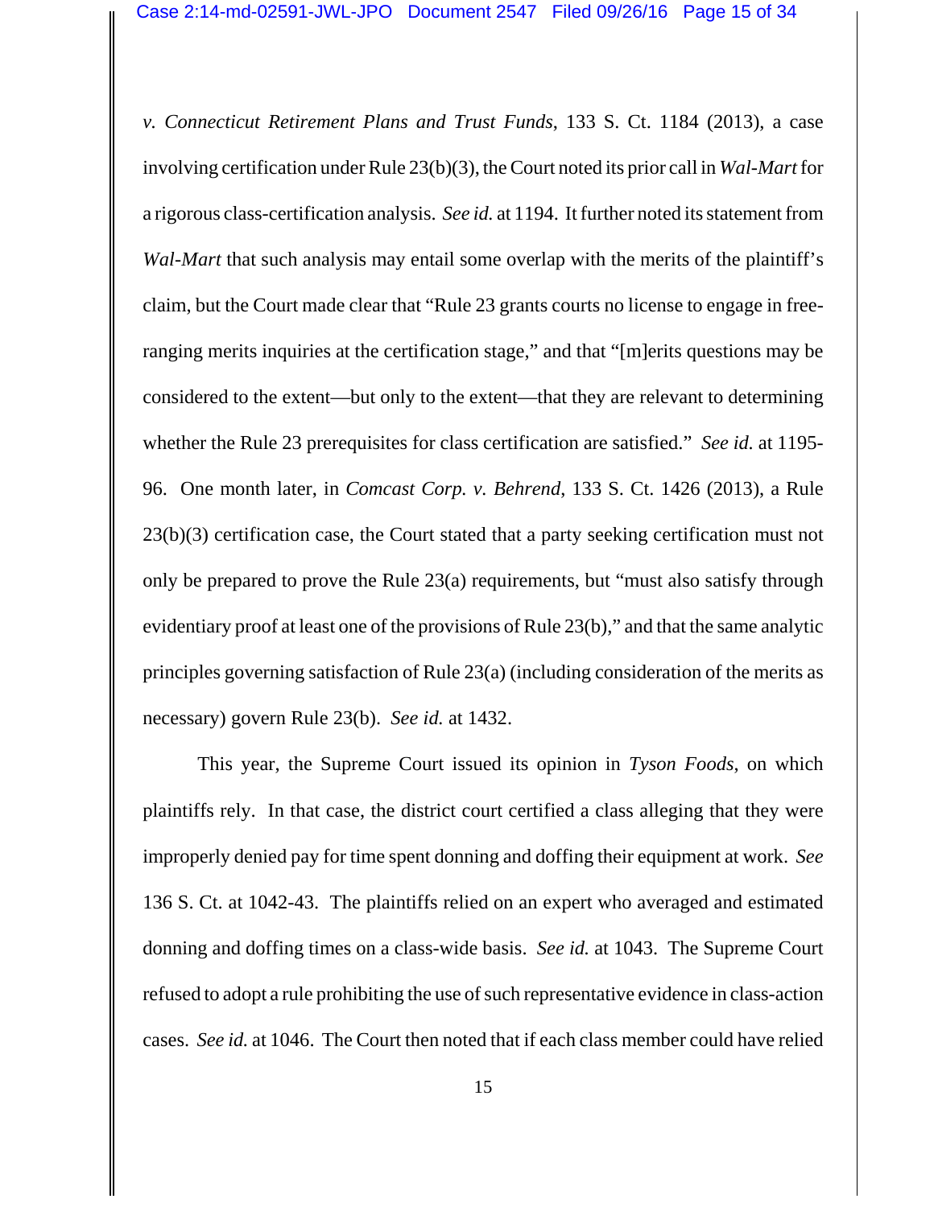*v. Connecticut Retirement Plans and Trust Funds*, 133 S. Ct. 1184 (2013), a case involving certification under Rule 23(b)(3), the Court noted its prior call in *Wal-Mart* for a rigorous class-certification analysis. *See id.* at 1194. It further noted its statement from *Wal-Mart* that such analysis may entail some overlap with the merits of the plaintiff's claim, but the Court made clear that "Rule 23 grants courts no license to engage in free-ranging merits inquiries at the certification stage," and that "[m]erits questions may be considered to the extent—but only to the extent—that they are relevant to determining whether the Rule 23 prerequisites for class certification are satisfied." *See id.* at 1195-96. One month later, in *Comcast Corp. v. Behrend*, 133 S. Ct. 1426 (2013), a Rule 23(b)(3) certification case, the Court stated that a party seeking certification must not only be prepared to prove the Rule 23(a) requirements, but "must also satisfy through evidentiary proof at least one of the provisions of Rule 23(b)," and that the same analytic principles governing satisfaction of Rule 23(a) (including consideration of the merits as necessary) govern Rule 23(b). *See id.* at 1432.

This year, the Supreme Court issued its opinion in *Tyson Foods*, on which plaintiffs rely. In that case, the district court certified a class alleging that they were improperly denied pay for time spent donning and doffing their equipment at work. *See* 136 S. Ct. at 1042-43. The plaintiffs relied on an expert who averaged and estimated donning and doffing times on a class-wide basis. *See id.* at 1043. The Supreme Court refused to adopt a rule prohibiting the use of such representative evidence in class-action cases. *See id.* at 1046. The Court then noted that if each class member could have relied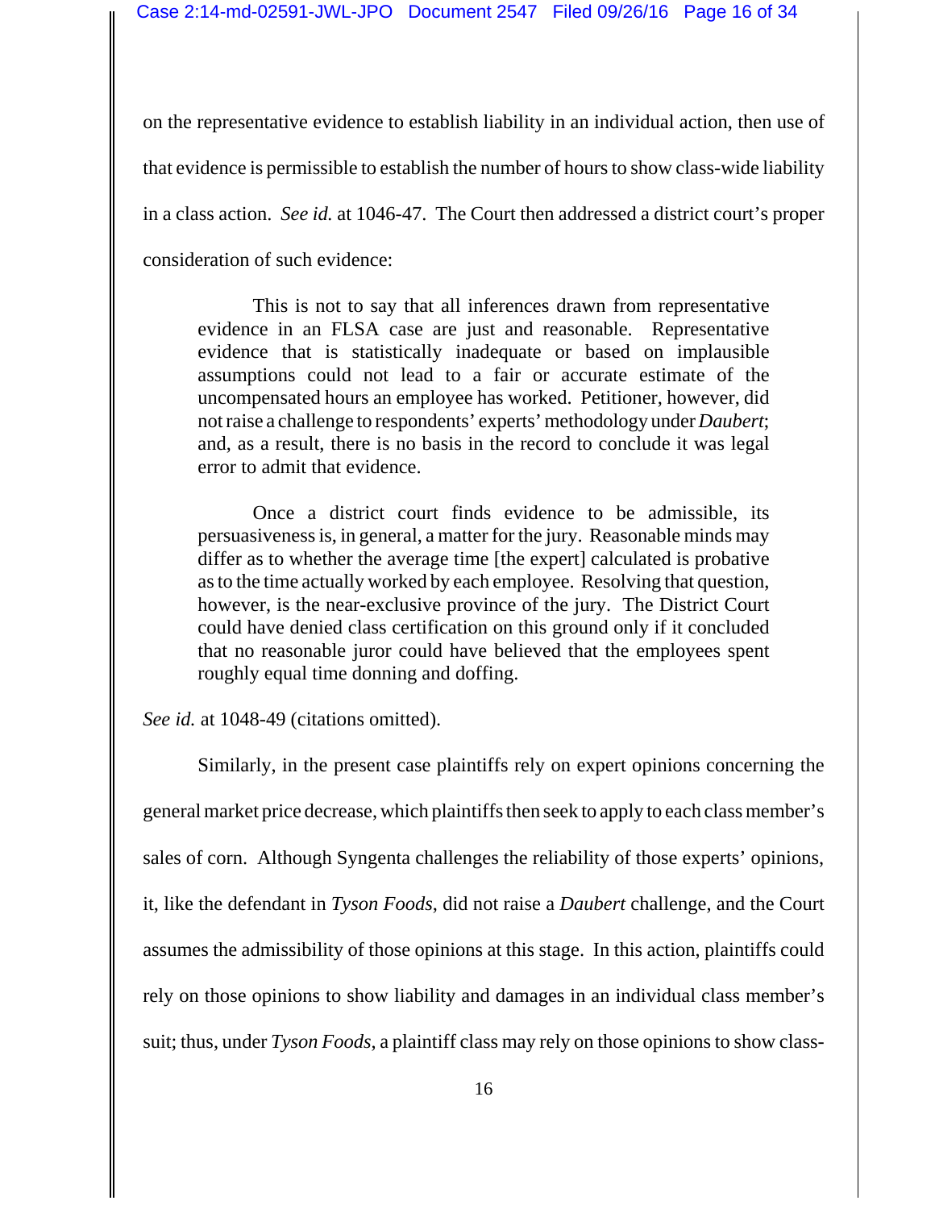on the representative evidence to establish liability in an individual action, then use of that evidence is permissible to establish the number of hours to show class-wide liability in a class action. *See id.* at 1046-47. The Court then addressed a district court's proper consideration of such evidence:

> This is not to say that all inferences drawn from representative evidence in an FLSA case are just and reasonable. Representative evidence that is statistically inadequate or based on implausible assumptions could not lead to a fair or accurate estimate of the uncompensated hours an employee has worked. Petitioner, however, did not raise a challenge to respondents' experts' methodology under *Daubert*; and, as a result, there is no basis in the record to conclude it was legal error to admit that evidence.
>
> Once a district court finds evidence to be admissible, its persuasiveness is, in general, a matter for the jury. Reasonable minds may differ as to whether the average time [the expert] calculated is probative as to the time actually worked by each employee. Resolving that question, however, is the near-exclusive province of the jury. The District Court could have denied class certification on this ground only if it concluded that no reasonable juror could have believed that the employees spent roughly equal time donning and doffing.

*See id.* at 1048-49 (citations omitted).

Similarly, in the present case plaintiffs rely on expert opinions concerning the general market price decrease, which plaintiffs then seek to apply to each class member's sales of corn. Although Syngenta challenges the reliability of those experts' opinions, it, like the defendant in *Tyson Foods*, did not raise a *Daubert* challenge, and the Court assumes the admissibility of those opinions at this stage. In this action, plaintiffs could rely on those opinions to show liability and damages in an individual class member's suit; thus, under *Tyson Foods*, a plaintiff class may rely on those opinions to show class-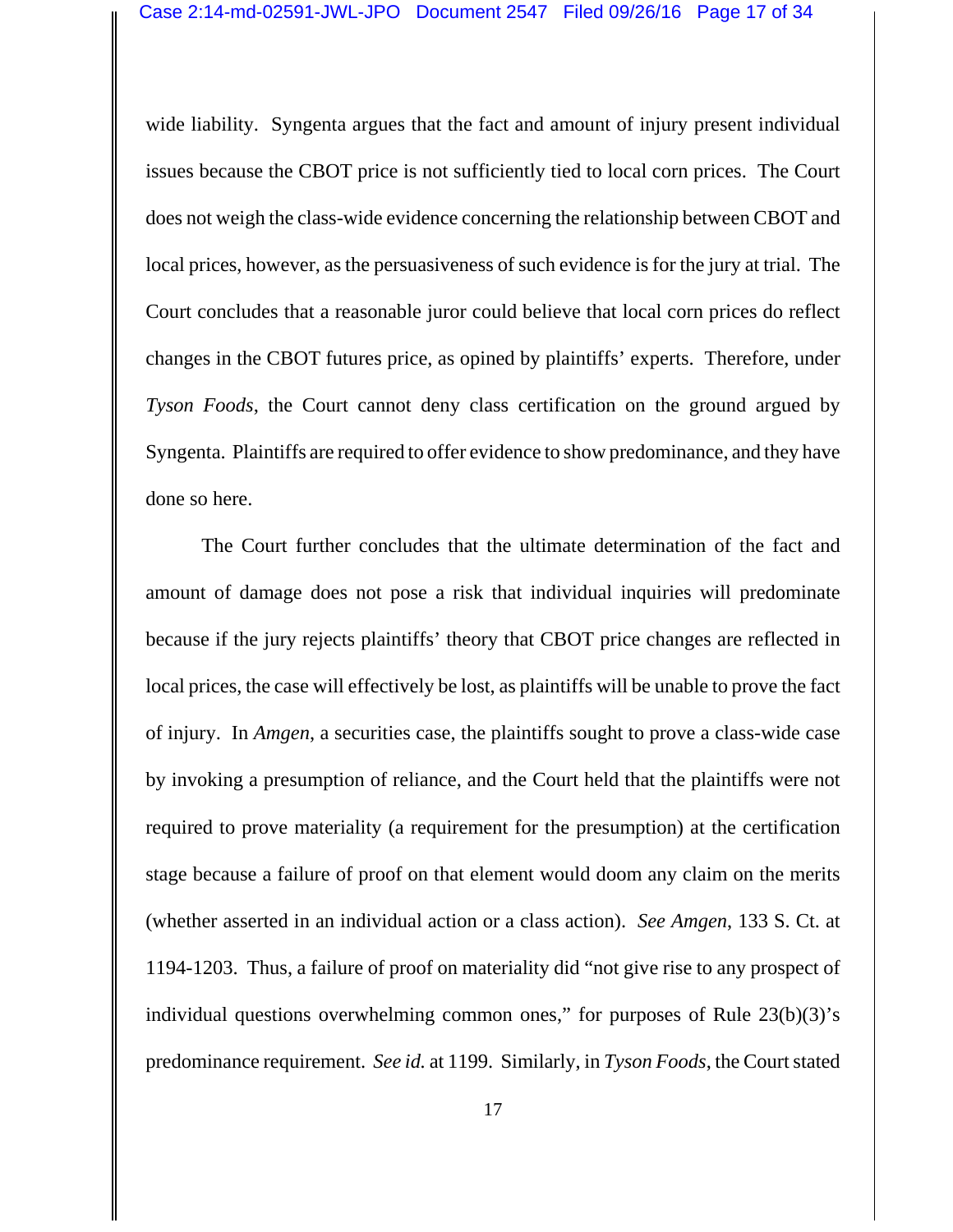wide liability. Syngenta argues that the fact and amount of injury present individual issues because the CBOT price is not sufficiently tied to local corn prices. The Court does not weigh the class-wide evidence concerning the relationship between CBOT and local prices, however, as the persuasiveness of such evidence is for the jury at trial. The Court concludes that a reasonable juror could believe that local corn prices do reflect changes in the CBOT futures price, as opined by plaintiffs' experts. Therefore, under *Tyson Foods*, the Court cannot deny class certification on the ground argued by Syngenta. Plaintiffs are required to offer evidence to show predominance, and they have done so here.

The Court further concludes that the ultimate determination of the fact and amount of damage does not pose a risk that individual inquiries will predominate because if the jury rejects plaintiffs' theory that CBOT price changes are reflected in local prices, the case will effectively be lost, as plaintiffs will be unable to prove the fact of injury. In *Amgen*, a securities case, the plaintiffs sought to prove a class-wide case by invoking a presumption of reliance, and the Court held that the plaintiffs were not required to prove materiality (a requirement for the presumption) at the certification stage because a failure of proof on that element would doom any claim on the merits (whether asserted in an individual action or a class action). *See Amgen*, 133 S. Ct. at 1194-1203. Thus, a failure of proof on materiality did "not give rise to any prospect of individual questions overwhelming common ones," for purposes of Rule 23(b)(3)'s predominance requirement. *See id.* at 1199. Similarly, in *Tyson Foods*, the Court stated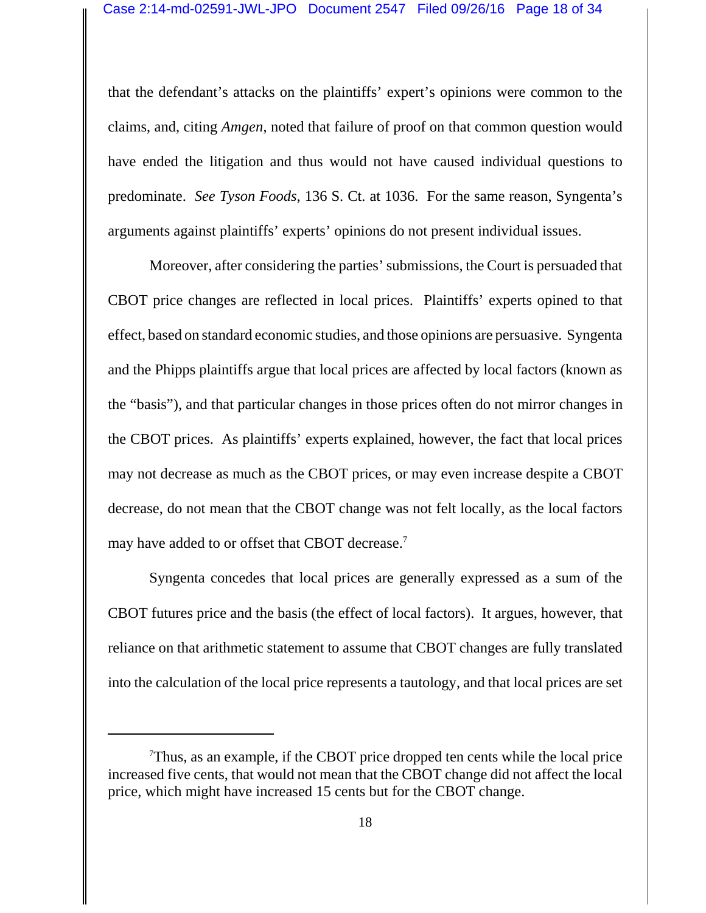that the defendant's attacks on the plaintiffs' expert's opinions were common to the claims, and, citing *Amgen*, noted that failure of proof on that common question would have ended the litigation and thus would not have caused individual questions to predominate. *See Tyson Foods*, 136 S. Ct. at 1036. For the same reason, Syngenta's arguments against plaintiffs' experts' opinions do not present individual issues.

Moreover, after considering the parties' submissions, the Court is persuaded that CBOT price changes are reflected in local prices. Plaintiffs' experts opined to that effect, based on standard economic studies, and those opinions are persuasive. Syngenta and the Phipps plaintiffs argue that local prices are affected by local factors (known as the "basis"), and that particular changes in those prices often do not mirror changes in the CBOT prices. As plaintiffs' experts explained, however, the fact that local prices may not decrease as much as the CBOT prices, or may even increase despite a CBOT decrease, do not mean that the CBOT change was not felt locally, as the local factors may have added to or offset that CBOT decrease.[7]

Syngenta concedes that local prices are generally expressed as a sum of the CBOT futures price and the basis (the effect of local factors). It argues, however, that reliance on that arithmetic statement to assume that CBOT changes are fully translated into the calculation of the local price represents a tautology, and that local prices are set

---

[7]Thus, as an example, if the CBOT price dropped ten cents while the local price increased five cents, that would not mean that the CBOT change did not affect the local price, which might have increased 15 cents but for the CBOT change.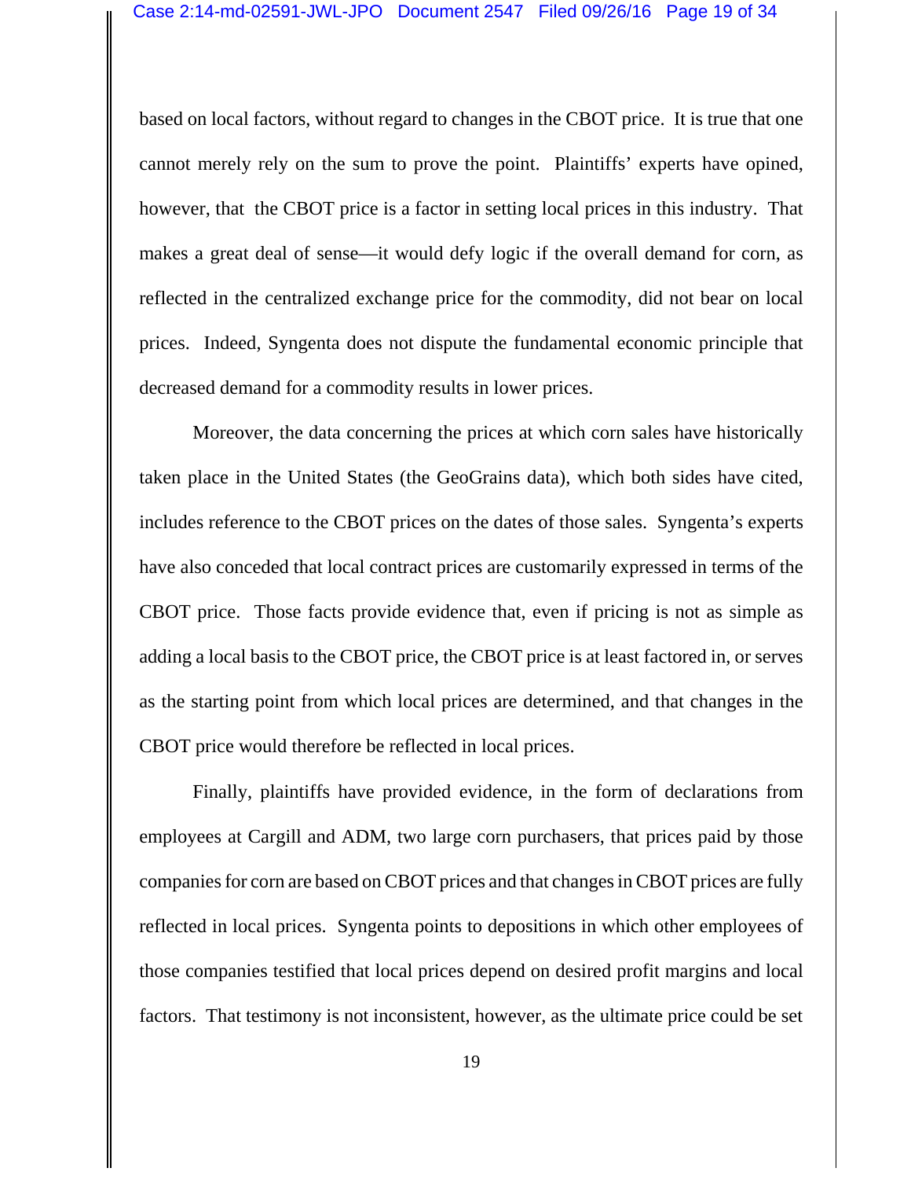based on local factors, without regard to changes in the CBOT price. It is true that one cannot merely rely on the sum to prove the point. Plaintiffs' experts have opined, however, that the CBOT price is a factor in setting local prices in this industry. That makes a great deal of sense—it would defy logic if the overall demand for corn, as reflected in the centralized exchange price for the commodity, did not bear on local prices. Indeed, Syngenta does not dispute the fundamental economic principle that decreased demand for a commodity results in lower prices.

Moreover, the data concerning the prices at which corn sales have historically taken place in the United States (the GeoGrains data), which both sides have cited, includes reference to the CBOT prices on the dates of those sales. Syngenta's experts have also conceded that local contract prices are customarily expressed in terms of the CBOT price. Those facts provide evidence that, even if pricing is not as simple as adding a local basis to the CBOT price, the CBOT price is at least factored in, or serves as the starting point from which local prices are determined, and that changes in the CBOT price would therefore be reflected in local prices.

Finally, plaintiffs have provided evidence, in the form of declarations from employees at Cargill and ADM, two large corn purchasers, that prices paid by those companies for corn are based on CBOT prices and that changes in CBOT prices are fully reflected in local prices. Syngenta points to depositions in which other employees of those companies testified that local prices depend on desired profit margins and local factors. That testimony is not inconsistent, however, as the ultimate price could be set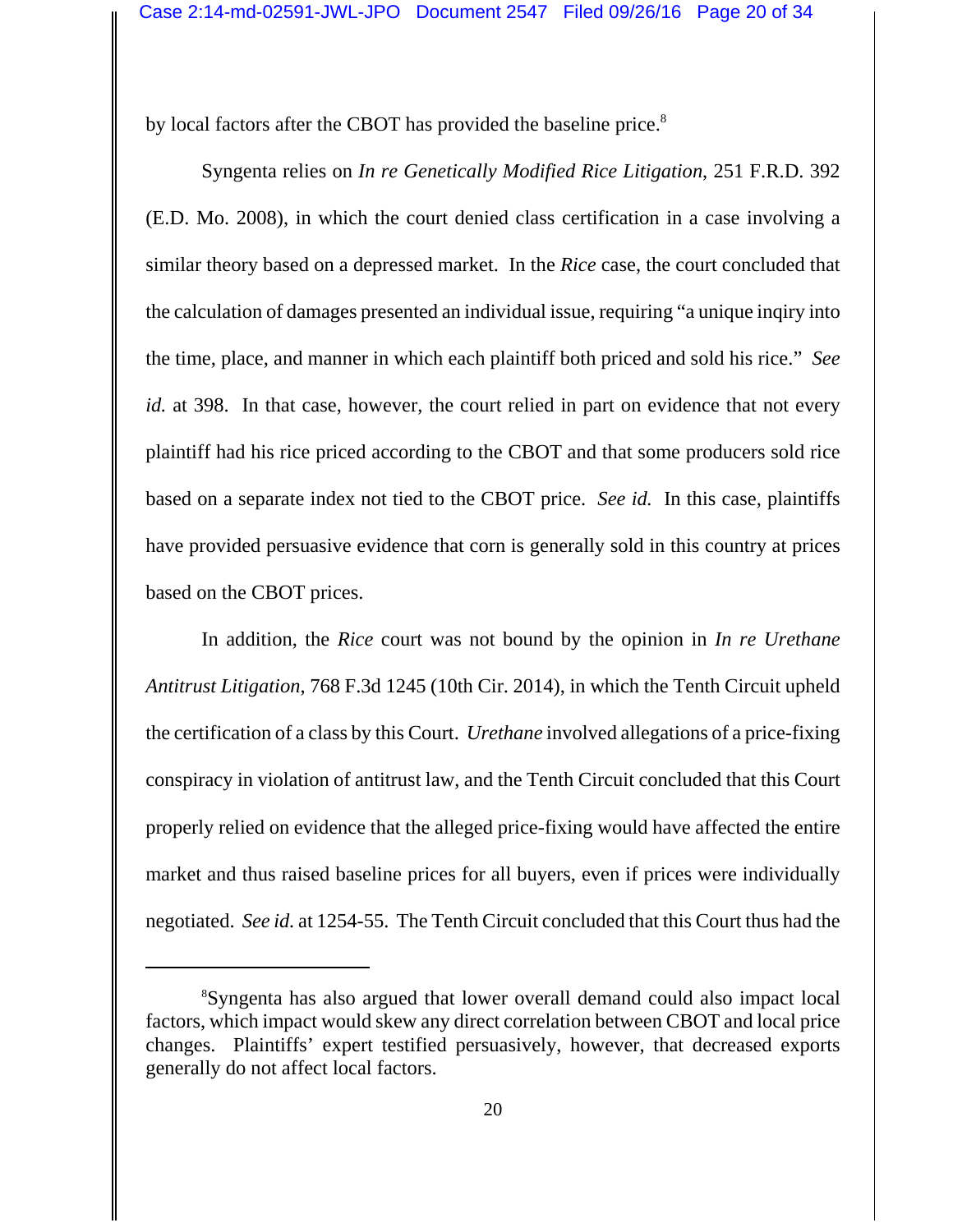by local factors after the CBOT has provided the baseline price.[8]

Syngenta relies on *In re Genetically Modified Rice Litigation*, 251 F.R.D. 392 (E.D. Mo. 2008), in which the court denied class certification in a case involving a similar theory based on a depressed market. In the *Rice* case, the court concluded that the calculation of damages presented an individual issue, requiring "a unique inqiry into the time, place, and manner in which each plaintiff both priced and sold his rice." *See id.* at 398. In that case, however, the court relied in part on evidence that not every plaintiff had his rice priced according to the CBOT and that some producers sold rice based on a separate index not tied to the CBOT price. *See id.* In this case, plaintiffs have provided persuasive evidence that corn is generally sold in this country at prices based on the CBOT prices.

In addition, the *Rice* court was not bound by the opinion in *In re Urethane Antitrust Litigation*, 768 F.3d 1245 (10th Cir. 2014), in which the Tenth Circuit upheld the certification of a class by this Court. *Urethane* involved allegations of a price-fixing conspiracy in violation of antitrust law, and the Tenth Circuit concluded that this Court properly relied on evidence that the alleged price-fixing would have affected the entire market and thus raised baseline prices for all buyers, even if prices were individually negotiated. *See id.* at 1254-55. The Tenth Circuit concluded that this Court thus had the

---

[8]Syngenta has also argued that lower overall demand could also impact local factors, which impact would skew any direct correlation between CBOT and local price changes. Plaintiffs' expert testified persuasively, however, that decreased exports generally do not affect local factors.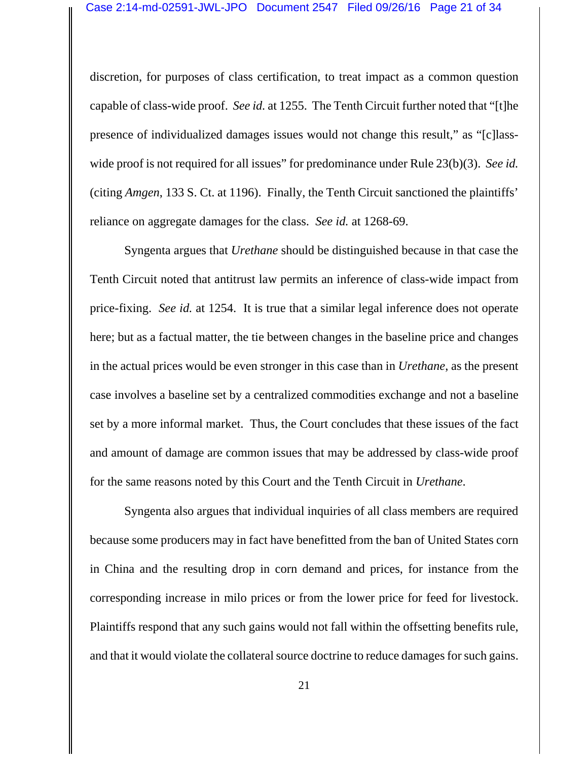discretion, for purposes of class certification, to treat impact as a common question capable of class-wide proof. *See id.* at 1255. The Tenth Circuit further noted that "[t]he presence of individualized damages issues would not change this result," as "[c]lass-wide proof is not required for all issues" for predominance under Rule 23(b)(3). *See id.* (citing *Amgen*, 133 S. Ct. at 1196). Finally, the Tenth Circuit sanctioned the plaintiffs' reliance on aggregate damages for the class. *See id.* at 1268-69.

Syngenta argues that *Urethane* should be distinguished because in that case the Tenth Circuit noted that antitrust law permits an inference of class-wide impact from price-fixing. *See id.* at 1254. It is true that a similar legal inference does not operate here; but as a factual matter, the tie between changes in the baseline price and changes in the actual prices would be even stronger in this case than in *Urethane*, as the present case involves a baseline set by a centralized commodities exchange and not a baseline set by a more informal market. Thus, the Court concludes that these issues of the fact and amount of damage are common issues that may be addressed by class-wide proof for the same reasons noted by this Court and the Tenth Circuit in *Urethane*.

Syngenta also argues that individual inquiries of all class members are required because some producers may in fact have benefitted from the ban of United States corn in China and the resulting drop in corn demand and prices, for instance from the corresponding increase in milo prices or from the lower price for feed for livestock. Plaintiffs respond that any such gains would not fall within the offsetting benefits rule, and that it would violate the collateral source doctrine to reduce damages for such gains.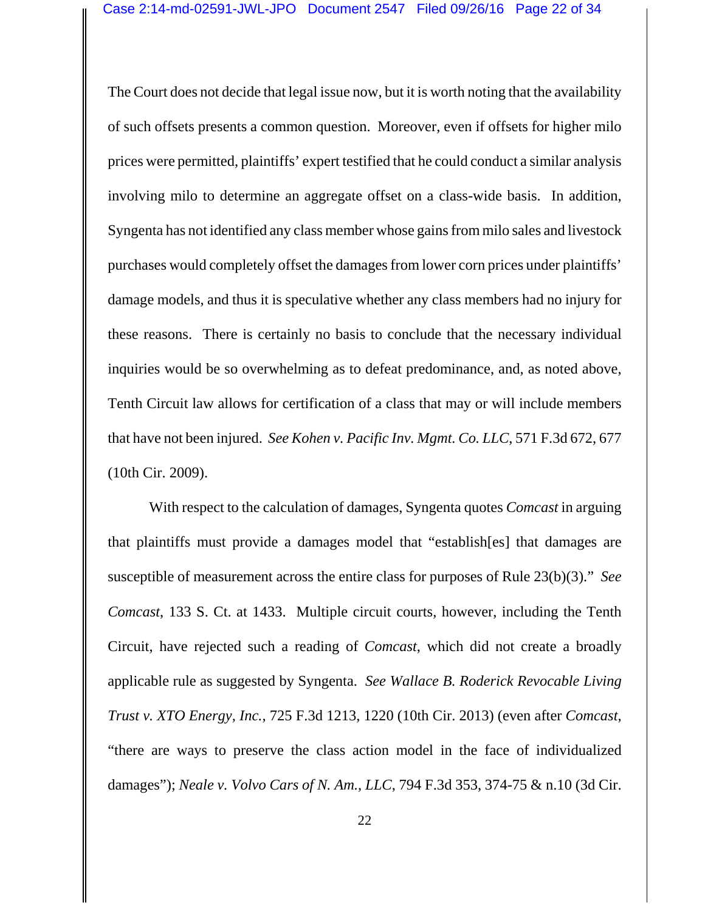The Court does not decide that legal issue now, but it is worth noting that the availability of such offsets presents a common question. Moreover, even if offsets for higher milo prices were permitted, plaintiffs' expert testified that he could conduct a similar analysis involving milo to determine an aggregate offset on a class-wide basis. In addition, Syngenta has not identified any class member whose gains from milo sales and livestock purchases would completely offset the damages from lower corn prices under plaintiffs' damage models, and thus it is speculative whether any class members had no injury for these reasons. There is certainly no basis to conclude that the necessary individual inquiries would be so overwhelming as to defeat predominance, and, as noted above, Tenth Circuit law allows for certification of a class that may or will include members that have not been injured. *See Kohen v. Pacific Inv. Mgmt. Co. LLC*, 571 F.3d 672, 677 (10th Cir. 2009).

With respect to the calculation of damages, Syngenta quotes *Comcast* in arguing that plaintiffs must provide a damages model that "establish[es] that damages are susceptible of measurement across the entire class for purposes of Rule 23(b)(3)." *See Comcast*, 133 S. Ct. at 1433. Multiple circuit courts, however, including the Tenth Circuit, have rejected such a reading of *Comcast*, which did not create a broadly applicable rule as suggested by Syngenta. *See Wallace B. Roderick Revocable Living Trust v. XTO Energy, Inc.*, 725 F.3d 1213, 1220 (10th Cir. 2013) (even after *Comcast*, "there are ways to preserve the class action model in the face of individualized damages"); *Neale v. Volvo Cars of N. Am., LLC*, 794 F.3d 353, 374-75 & n.10 (3d Cir.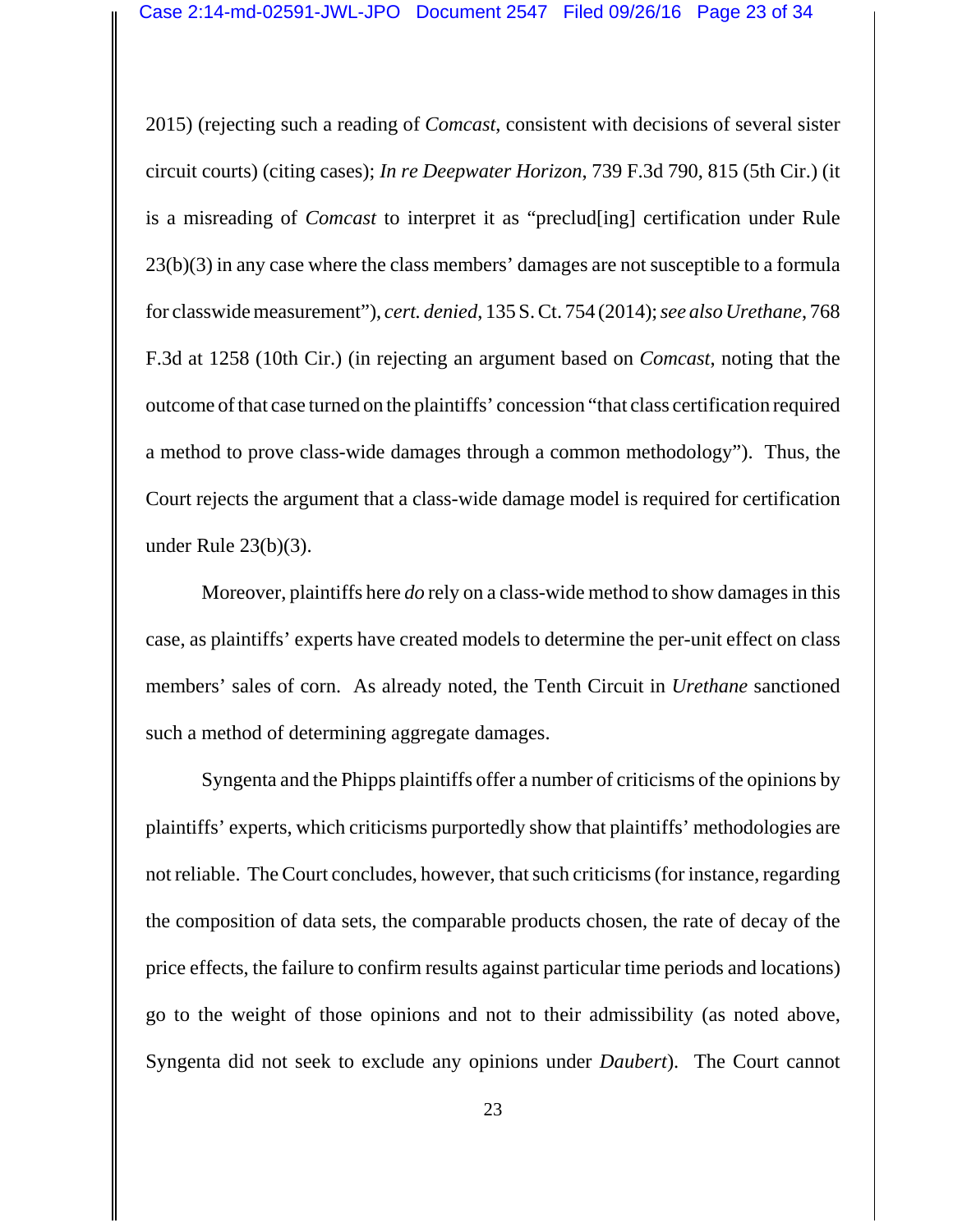2015) (rejecting such a reading of *Comcast*, consistent with decisions of several sister circuit courts) (citing cases); *In re Deepwater Horizon*, 739 F.3d 790, 815 (5th Cir.) (it is a misreading of *Comcast* to interpret it as "preclud[ing] certification under Rule 23(b)(3) in any case where the class members' damages are not susceptible to a formula for classwide measurement"), *cert. denied*, 135 S. Ct. 754 (2014); *see also Urethane*, 768 F.3d at 1258 (10th Cir.) (in rejecting an argument based on *Comcast*, noting that the outcome of that case turned on the plaintiffs' concession "that class certification required a method to prove class-wide damages through a common methodology"). Thus, the Court rejects the argument that a class-wide damage model is required for certification under Rule 23(b)(3).

Moreover, plaintiffs here *do* rely on a class-wide method to show damages in this case, as plaintiffs' experts have created models to determine the per-unit effect on class members' sales of corn. As already noted, the Tenth Circuit in *Urethane* sanctioned such a method of determining aggregate damages.

Syngenta and the Phipps plaintiffs offer a number of criticisms of the opinions by plaintiffs' experts, which criticisms purportedly show that plaintiffs' methodologies are not reliable. The Court concludes, however, that such criticisms (for instance, regarding the composition of data sets, the comparable products chosen, the rate of decay of the price effects, the failure to confirm results against particular time periods and locations) go to the weight of those opinions and not to their admissibility (as noted above, Syngenta did not seek to exclude any opinions under *Daubert*). The Court cannot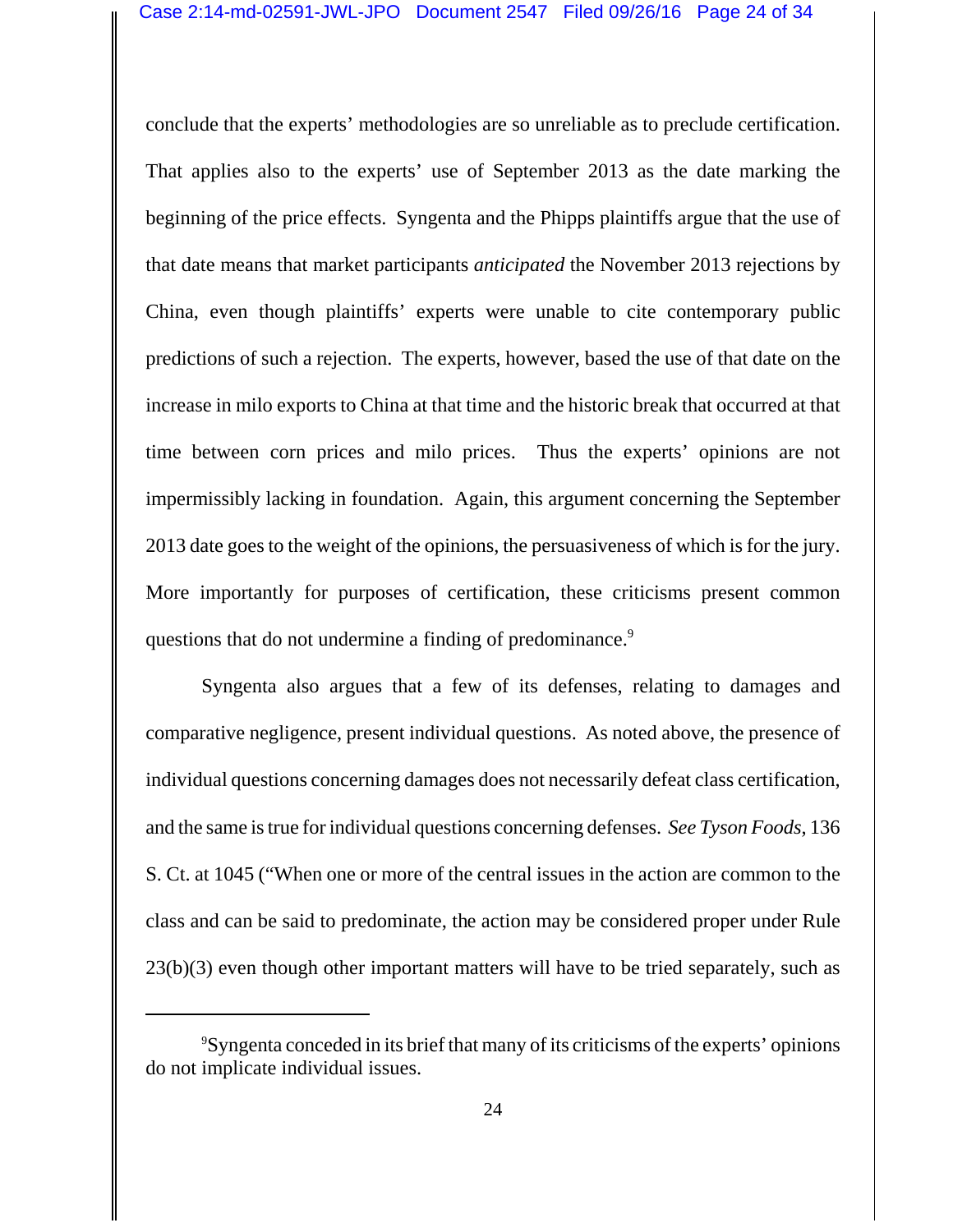conclude that the experts' methodologies are so unreliable as to preclude certification. That applies also to the experts' use of September 2013 as the date marking the beginning of the price effects. Syngenta and the Phipps plaintiffs argue that the use of that date means that market participants *anticipated* the November 2013 rejections by China, even though plaintiffs' experts were unable to cite contemporary public predictions of such a rejection. The experts, however, based the use of that date on the increase in milo exports to China at that time and the historic break that occurred at that time between corn prices and milo prices. Thus the experts' opinions are not impermissibly lacking in foundation. Again, this argument concerning the September 2013 date goes to the weight of the opinions, the persuasiveness of which is for the jury. More importantly for purposes of certification, these criticisms present common questions that do not undermine a finding of predominance.[9]

Syngenta also argues that a few of its defenses, relating to damages and comparative negligence, present individual questions. As noted above, the presence of individual questions concerning damages does not necessarily defeat class certification, and the same is true for individual questions concerning defenses. *See Tyson Foods*, 136 S. Ct. at 1045 ("When one or more of the central issues in the action are common to the class and can be said to predominate, the action may be considered proper under Rule 23(b)(3) even though other important matters will have to be tried separately, such as

---

[9]Syngenta conceded in its brief that many of its criticisms of the experts' opinions do not implicate individual issues.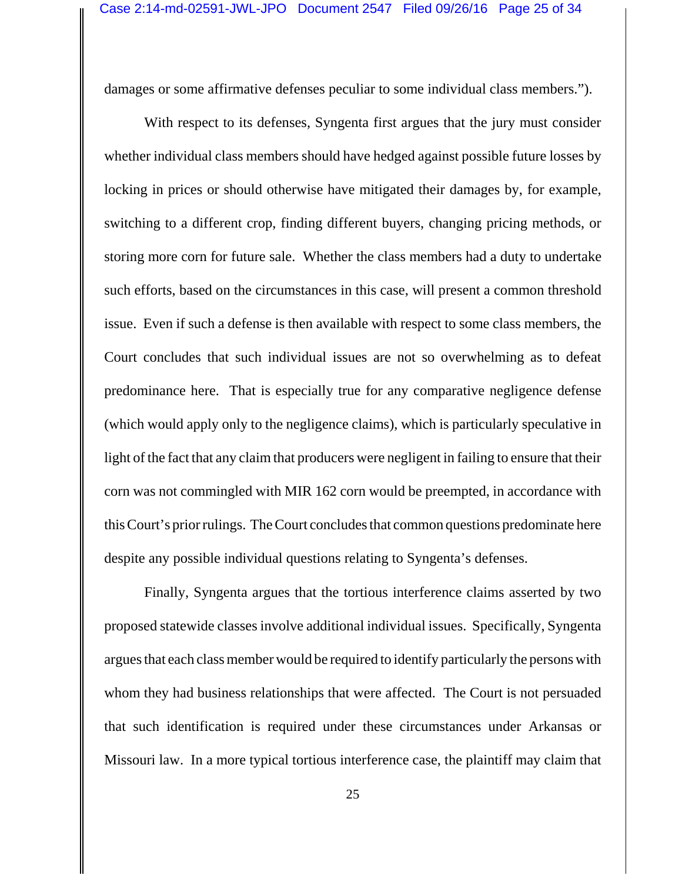damages or some affirmative defenses peculiar to some individual class members.").

With respect to its defenses, Syngenta first argues that the jury must consider whether individual class members should have hedged against possible future losses by locking in prices or should otherwise have mitigated their damages by, for example, switching to a different crop, finding different buyers, changing pricing methods, or storing more corn for future sale. Whether the class members had a duty to undertake such efforts, based on the circumstances in this case, will present a common threshold issue. Even if such a defense is then available with respect to some class members, the Court concludes that such individual issues are not so overwhelming as to defeat predominance here. That is especially true for any comparative negligence defense (which would apply only to the negligence claims), which is particularly speculative in light of the fact that any claim that producers were negligent in failing to ensure that their corn was not commingled with MIR 162 corn would be preempted, in accordance with this Court's prior rulings. The Court concludes that common questions predominate here despite any possible individual questions relating to Syngenta's defenses.

Finally, Syngenta argues that the tortious interference claims asserted by two proposed statewide classes involve additional individual issues. Specifically, Syngenta argues that each class member would be required to identify particularly the persons with whom they had business relationships that were affected. The Court is not persuaded that such identification is required under these circumstances under Arkansas or Missouri law. In a more typical tortious interference case, the plaintiff may claim that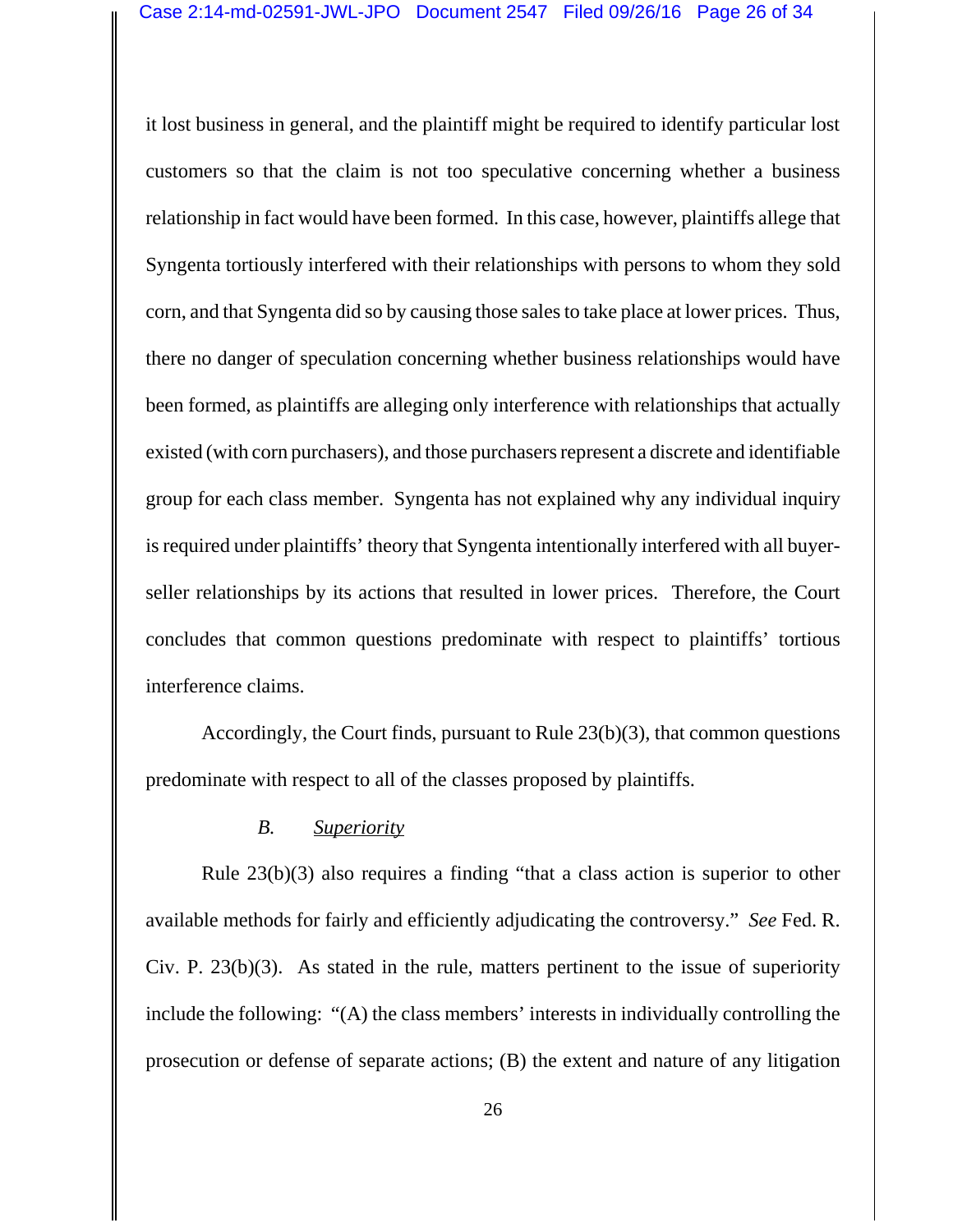it lost business in general, and the plaintiff might be required to identify particular lost customers so that the claim is not too speculative concerning whether a business relationship in fact would have been formed. In this case, however, plaintiffs allege that Syngenta tortiously interfered with their relationships with persons to whom they sold corn, and that Syngenta did so by causing those sales to take place at lower prices. Thus, there no danger of speculation concerning whether business relationships would have been formed, as plaintiffs are alleging only interference with relationships that actually existed (with corn purchasers), and those purchasers represent a discrete and identifiable group for each class member. Syngenta has not explained why any individual inquiry is required under plaintiffs' theory that Syngenta intentionally interfered with all buyer-seller relationships by its actions that resulted in lower prices. Therefore, the Court concludes that common questions predominate with respect to plaintiffs' tortious interference claims.

Accordingly, the Court finds, pursuant to Rule 23(b)(3), that common questions predominate with respect to all of the classes proposed by plaintiffs.

### *B.* Superiority

Rule 23(b)(3) also requires a finding "that a class action is superior to other available methods for fairly and efficiently adjudicating the controversy." *See* Fed. R. Civ. P. 23(b)(3). As stated in the rule, matters pertinent to the issue of superiority include the following: "(A) the class members' interests in individually controlling the prosecution or defense of separate actions; (B) the extent and nature of any litigation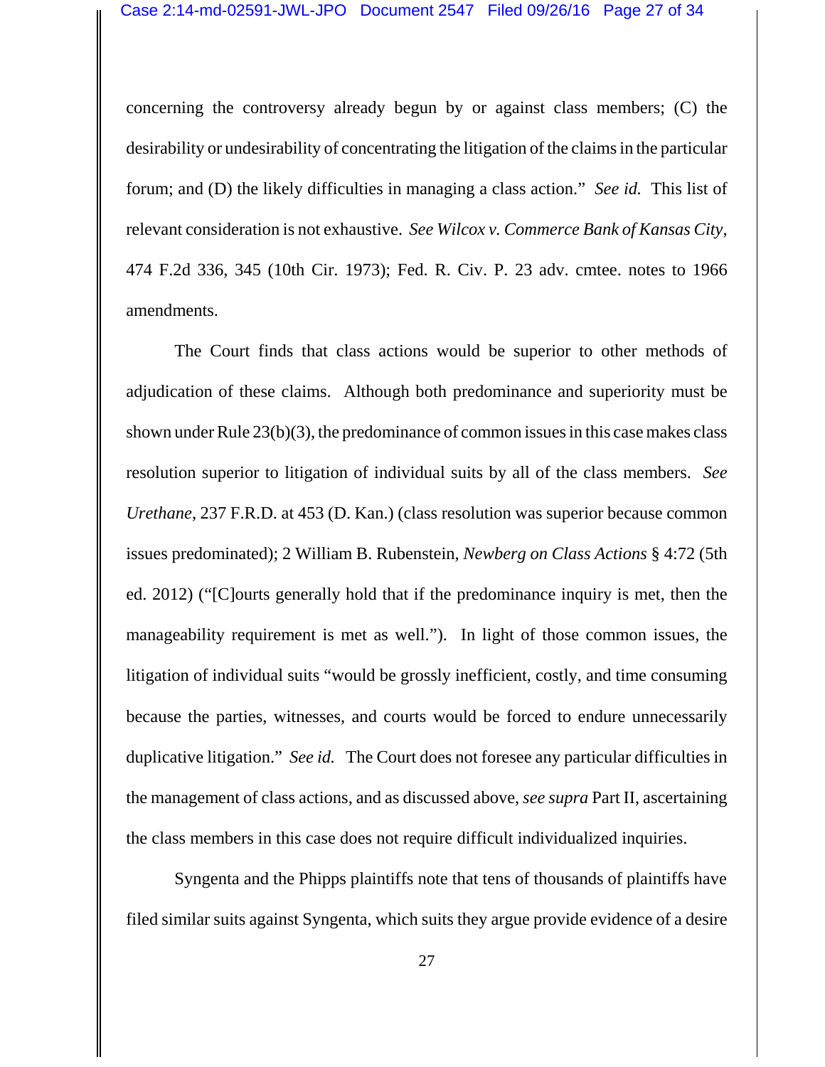concerning the controversy already begun by or against class members; (C) the desirability or undesirability of concentrating the litigation of the claims in the particular forum; and (D) the likely difficulties in managing a class action." *See id.* This list of relevant consideration is not exhaustive. *See Wilcox v. Commerce Bank of Kansas City*, 474 F.2d 336, 345 (10th Cir. 1973); Fed. R. Civ. P. 23 adv. cmtee. notes to 1966 amendments.

The Court finds that class actions would be superior to other methods of adjudication of these claims. Although both predominance and superiority must be shown under Rule 23(b)(3), the predominance of common issues in this case makes class resolution superior to litigation of individual suits by all of the class members. *See Urethane*, 237 F.R.D. at 453 (D. Kan.) (class resolution was superior because common issues predominated); 2 William B. Rubenstein, *Newberg on Class Actions* § 4:72 (5th ed. 2012) ("[C]ourts generally hold that if the predominance inquiry is met, then the manageability requirement is met as well."). In light of those common issues, the litigation of individual suits "would be grossly inefficient, costly, and time consuming because the parties, witnesses, and courts would be forced to endure unnecessarily duplicative litigation." *See id.* The Court does not foresee any particular difficulties in the management of class actions, and as discussed above, *see supra* Part II, ascertaining the class members in this case does not require difficult individualized inquiries.

Syngenta and the Phipps plaintiffs note that tens of thousands of plaintiffs have filed similar suits against Syngenta, which suits they argue provide evidence of a desire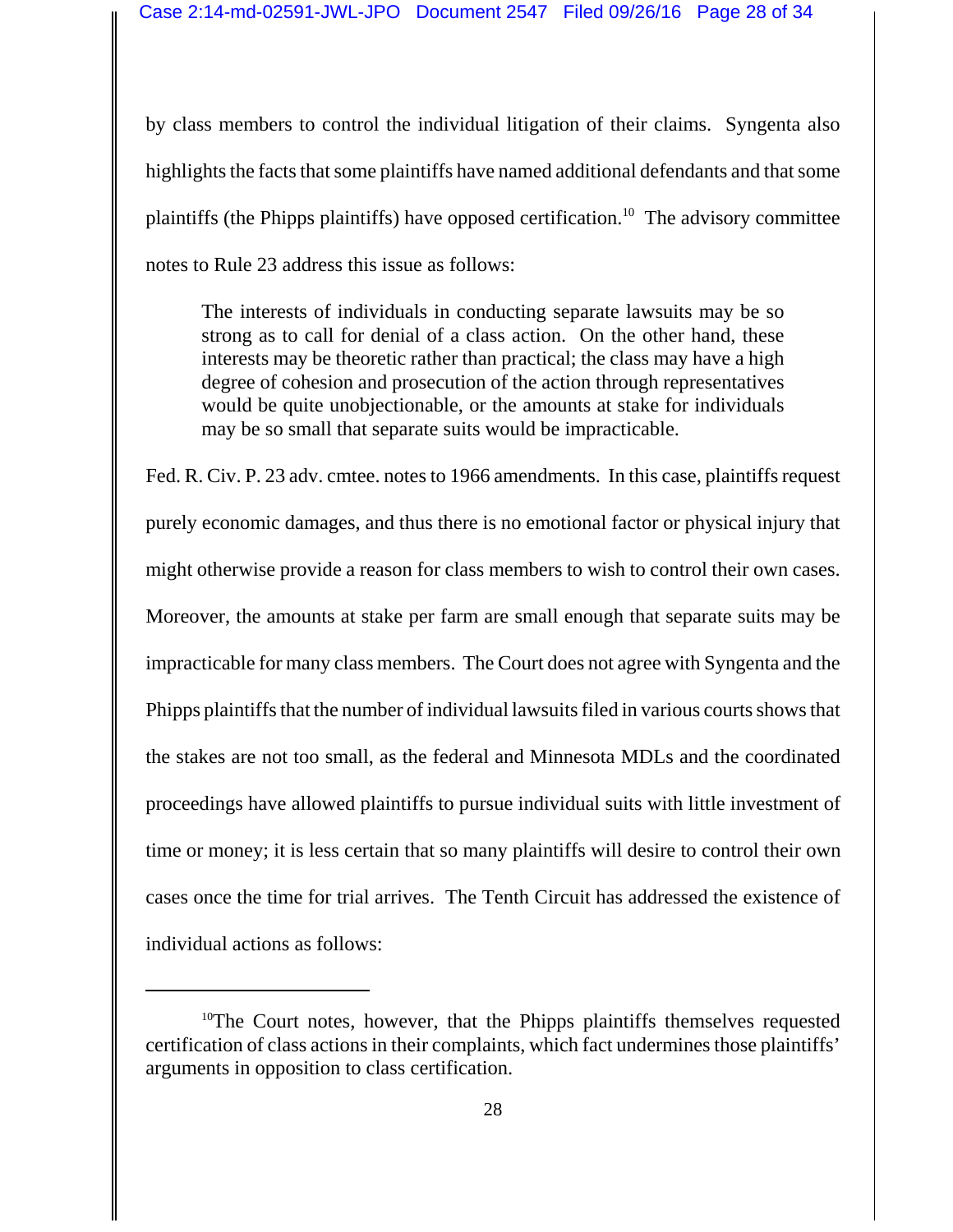by class members to control the individual litigation of their claims. Syngenta also highlights the facts that some plaintiffs have named additional defendants and that some plaintiffs (the Phipps plaintiffs) have opposed certification.[10] The advisory committee notes to Rule 23 address this issue as follows:

> The interests of individuals in conducting separate lawsuits may be so strong as to call for denial of a class action. On the other hand, these interests may be theoretic rather than practical; the class may have a high degree of cohesion and prosecution of the action through representatives would be quite unobjectionable, or the amounts at stake for individuals may be so small that separate suits would be impracticable.

Fed. R. Civ. P. 23 adv. cmtee. notes to 1966 amendments. In this case, plaintiffs request purely economic damages, and thus there is no emotional factor or physical injury that might otherwise provide a reason for class members to wish to control their own cases. Moreover, the amounts at stake per farm are small enough that separate suits may be impracticable for many class members. The Court does not agree with Syngenta and the Phipps plaintiffs that the number of individual lawsuits filed in various courts shows that the stakes are not too small, as the federal and Minnesota MDLs and the coordinated proceedings have allowed plaintiffs to pursue individual suits with little investment of time or money; it is less certain that so many plaintiffs will desire to control their own cases once the time for trial arrives. The Tenth Circuit has addressed the existence of individual actions as follows:

---

[10] The Court notes, however, that the Phipps plaintiffs themselves requested certification of class actions in their complaints, which fact undermines those plaintiffs' arguments in opposition to class certification.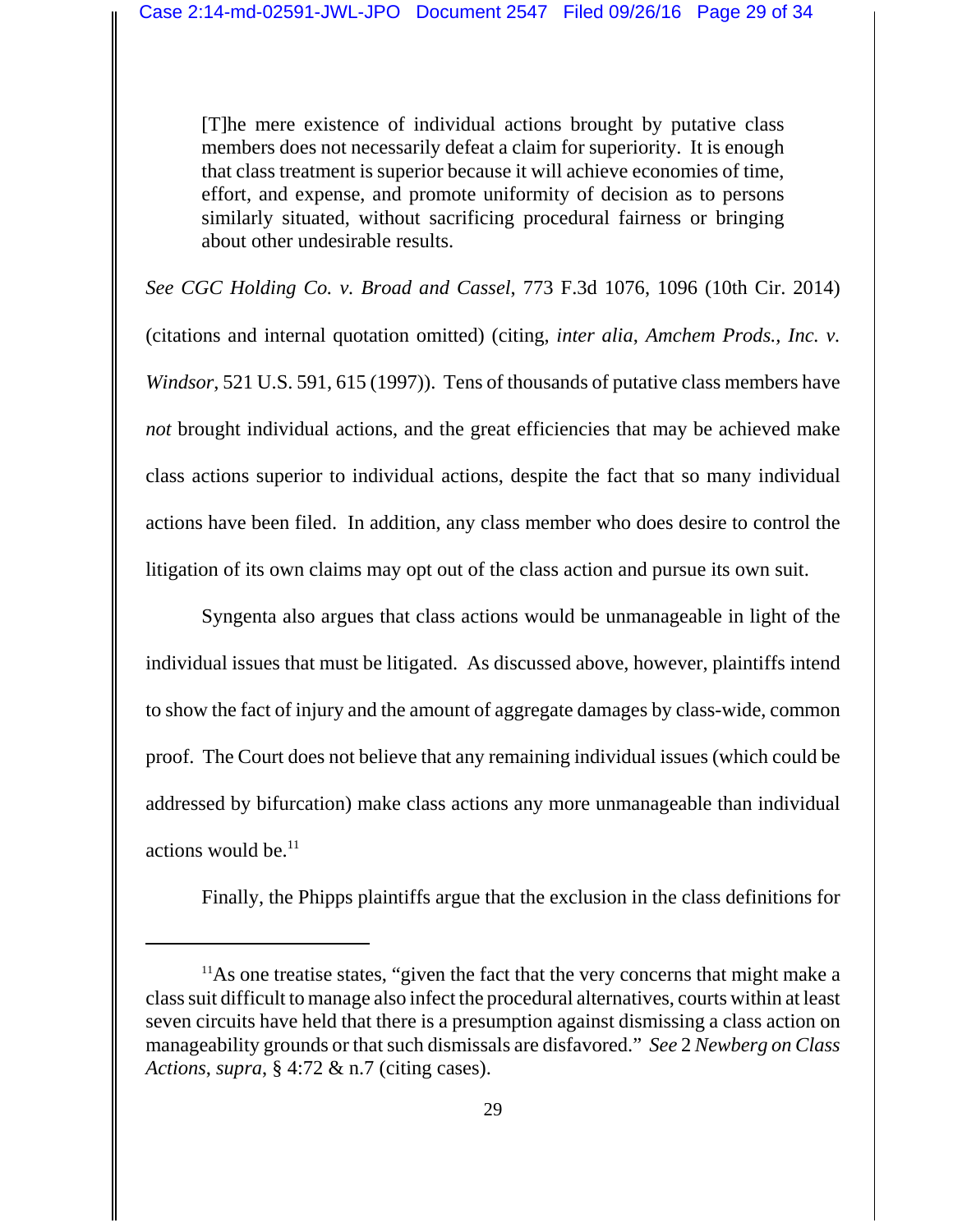> [T]he mere existence of individual actions brought by putative class members does not necessarily defeat a claim for superiority. It is enough that class treatment is superior because it will achieve economies of time, effort, and expense, and promote uniformity of decision as to persons similarly situated, without sacrificing procedural fairness or bringing about other undesirable results.

*See CGC Holding Co. v. Broad and Cassel*, 773 F.3d 1076, 1096 (10th Cir. 2014) (citations and internal quotation omitted) (citing, *inter alia*, *Amchem Prods., Inc. v. Windsor*, 521 U.S. 591, 615 (1997)). Tens of thousands of putative class members have *not* brought individual actions, and the great efficiencies that may be achieved make class actions superior to individual actions, despite the fact that so many individual actions have been filed. In addition, any class member who does desire to control the litigation of its own claims may opt out of the class action and pursue its own suit.

Syngenta also argues that class actions would be unmanageable in light of the individual issues that must be litigated. As discussed above, however, plaintiffs intend to show the fact of injury and the amount of aggregate damages by class-wide, common proof. The Court does not believe that any remaining individual issues (which could be addressed by bifurcation) make class actions any more unmanageable than individual actions would be.[11]

Finally, the Phipps plaintiffs argue that the exclusion in the class definitions for

---

[11] As one treatise states, "given the fact that the very concerns that might make a class suit difficult to manage also infect the procedural alternatives, courts within at least seven circuits have held that there is a presumption against dismissing a class action on manageability grounds or that such dismissals are disfavored." *See* 2 *Newberg on Class Actions*, *supra*, § 4:72 & n.7 (citing cases).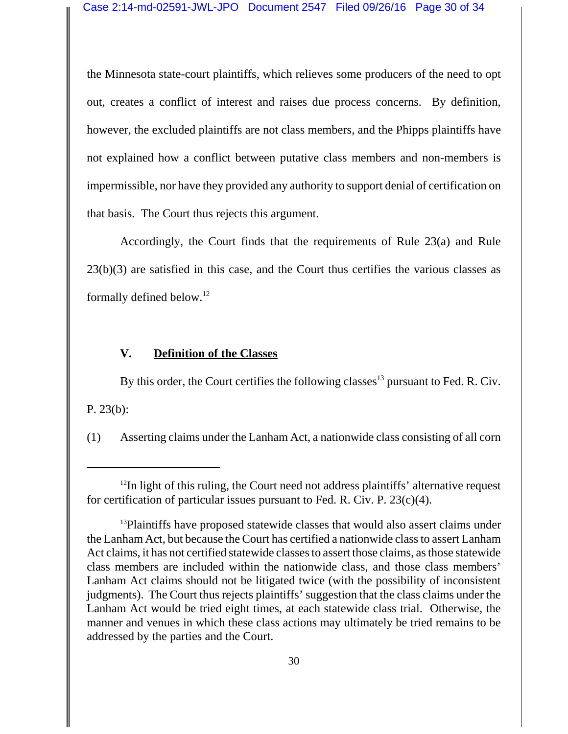the Minnesota state-court plaintiffs, which relieves some producers of the need to opt out, creates a conflict of interest and raises due process concerns. By definition, however, the excluded plaintiffs are not class members, and the Phipps plaintiffs have not explained how a conflict between putative class members and non-members is impermissible, nor have they provided any authority to support denial of certification on that basis. The Court thus rejects this argument.

Accordingly, the Court finds that the requirements of Rule 23(a) and Rule 23(b)(3) are satisfied in this case, and the Court thus certifies the various classes as formally defined below.[12]

## V. Definition of the Classes

By this order, the Court certifies the following classes[13] pursuant to Fed. R. Civ. P. 23(b):

(1) Asserting claims under the Lanham Act, a nationwide class consisting of all corn

---

[12] In light of this ruling, the Court need not address plaintiffs' alternative request for certification of particular issues pursuant to Fed. R. Civ. P. 23(c)(4).

[13] Plaintiffs have proposed statewide classes that would also assert claims under the Lanham Act, but because the Court has certified a nationwide class to assert Lanham Act claims, it has not certified statewide classes to assert those claims, as those statewide class members are included within the nationwide class, and those class members' Lanham Act claims should not be litigated twice (with the possibility of inconsistent judgments). The Court thus rejects plaintiffs' suggestion that the class claims under the Lanham Act would be tried eight times, at each statewide class trial. Otherwise, the manner and venues in which these class actions may ultimately be tried remains to be addressed by the parties and the Court.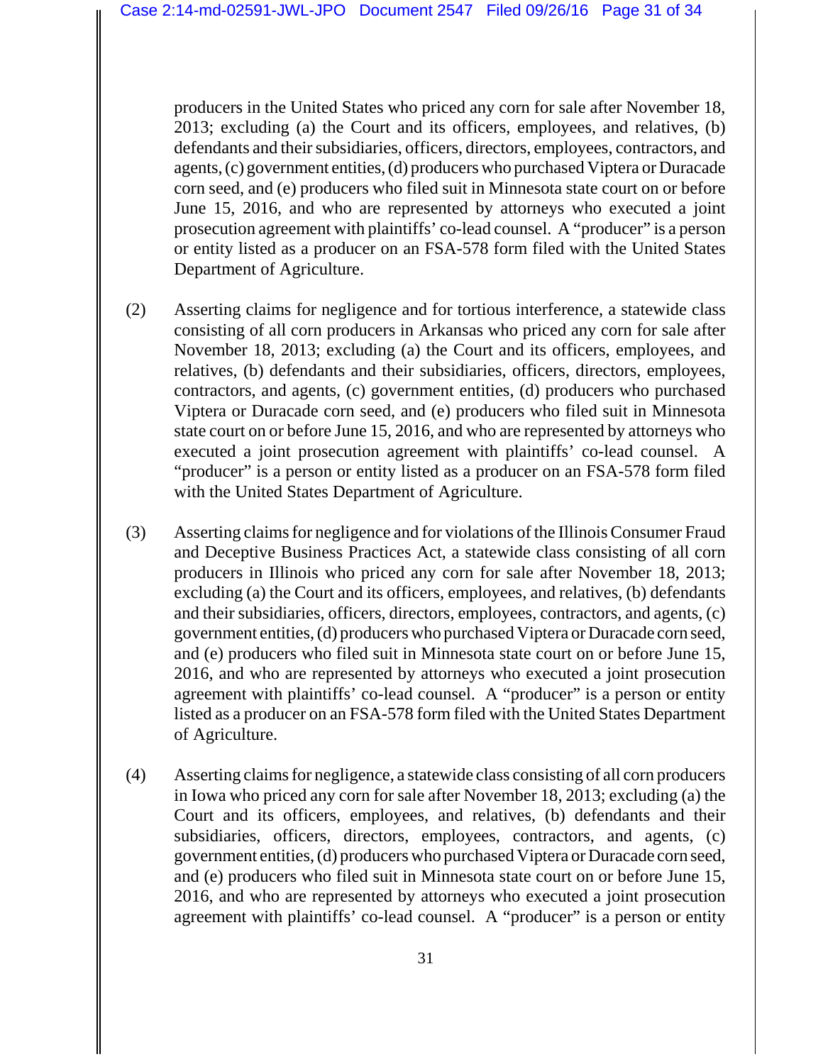producers in the United States who priced any corn for sale after November 18, 2013; excluding (a) the Court and its officers, employees, and relatives, (b) defendants and their subsidiaries, officers, directors, employees, contractors, and agents, (c) government entities, (d) producers who purchased Viptera or Duracade corn seed, and (e) producers who filed suit in Minnesota state court on or before June 15, 2016, and who are represented by attorneys who executed a joint prosecution agreement with plaintiffs' co-lead counsel. A "producer" is a person or entity listed as a producer on an FSA-578 form filed with the United States Department of Agriculture.

(2) Asserting claims for negligence and for tortious interference, a statewide class consisting of all corn producers in Arkansas who priced any corn for sale after November 18, 2013; excluding (a) the Court and its officers, employees, and relatives, (b) defendants and their subsidiaries, officers, directors, employees, contractors, and agents, (c) government entities, (d) producers who purchased Viptera or Duracade corn seed, and (e) producers who filed suit in Minnesota state court on or before June 15, 2016, and who are represented by attorneys who executed a joint prosecution agreement with plaintiffs' co-lead counsel. A "producer" is a person or entity listed as a producer on an FSA-578 form filed with the United States Department of Agriculture.

(3) Asserting claims for negligence and for violations of the Illinois Consumer Fraud and Deceptive Business Practices Act, a statewide class consisting of all corn producers in Illinois who priced any corn for sale after November 18, 2013; excluding (a) the Court and its officers, employees, and relatives, (b) defendants and their subsidiaries, officers, directors, employees, contractors, and agents, (c) government entities, (d) producers who purchased Viptera or Duracade corn seed, and (e) producers who filed suit in Minnesota state court on or before June 15, 2016, and who are represented by attorneys who executed a joint prosecution agreement with plaintiffs' co-lead counsel. A "producer" is a person or entity listed as a producer on an FSA-578 form filed with the United States Department of Agriculture.

(4) Asserting claims for negligence, a statewide class consisting of all corn producers in Iowa who priced any corn for sale after November 18, 2013; excluding (a) the Court and its officers, employees, and relatives, (b) defendants and their subsidiaries, officers, directors, employees, contractors, and agents, (c) government entities, (d) producers who purchased Viptera or Duracade corn seed, and (e) producers who filed suit in Minnesota state court on or before June 15, 2016, and who are represented by attorneys who executed a joint prosecution agreement with plaintiffs' co-lead counsel. A "producer" is a person or entity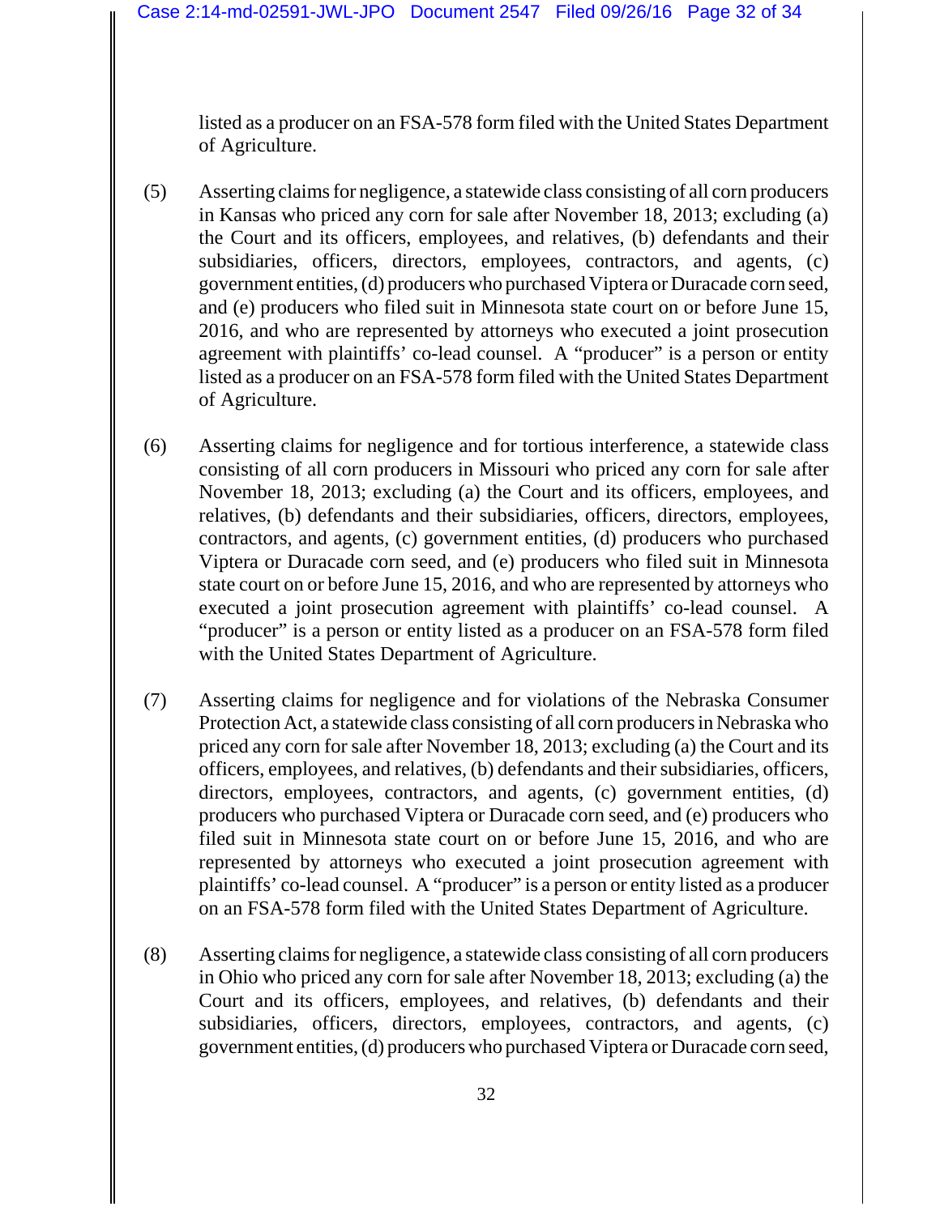listed as a producer on an FSA-578 form filed with the United States Department of Agriculture.

(5) Asserting claims for negligence, a statewide class consisting of all corn producers in Kansas who priced any corn for sale after November 18, 2013; excluding (a) the Court and its officers, employees, and relatives, (b) defendants and their subsidiaries, officers, directors, employees, contractors, and agents, (c) government entities, (d) producers who purchased Viptera or Duracade corn seed, and (e) producers who filed suit in Minnesota state court on or before June 15, 2016, and who are represented by attorneys who executed a joint prosecution agreement with plaintiffs' co-lead counsel. A "producer" is a person or entity listed as a producer on an FSA-578 form filed with the United States Department of Agriculture.

(6) Asserting claims for negligence and for tortious interference, a statewide class consisting of all corn producers in Missouri who priced any corn for sale after November 18, 2013; excluding (a) the Court and its officers, employees, and relatives, (b) defendants and their subsidiaries, officers, directors, employees, contractors, and agents, (c) government entities, (d) producers who purchased Viptera or Duracade corn seed, and (e) producers who filed suit in Minnesota state court on or before June 15, 2016, and who are represented by attorneys who executed a joint prosecution agreement with plaintiffs' co-lead counsel. A "producer" is a person or entity listed as a producer on an FSA-578 form filed with the United States Department of Agriculture.

(7) Asserting claims for negligence and for violations of the Nebraska Consumer Protection Act, a statewide class consisting of all corn producers in Nebraska who priced any corn for sale after November 18, 2013; excluding (a) the Court and its officers, employees, and relatives, (b) defendants and their subsidiaries, officers, directors, employees, contractors, and agents, (c) government entities, (d) producers who purchased Viptera or Duracade corn seed, and (e) producers who filed suit in Minnesota state court on or before June 15, 2016, and who are represented by attorneys who executed a joint prosecution agreement with plaintiffs' co-lead counsel. A "producer" is a person or entity listed as a producer on an FSA-578 form filed with the United States Department of Agriculture.

(8) Asserting claims for negligence, a statewide class consisting of all corn producers in Ohio who priced any corn for sale after November 18, 2013; excluding (a) the Court and its officers, employees, and relatives, (b) defendants and their subsidiaries, officers, directors, employees, contractors, and agents, (c) government entities, (d) producers who purchased Viptera or Duracade corn seed,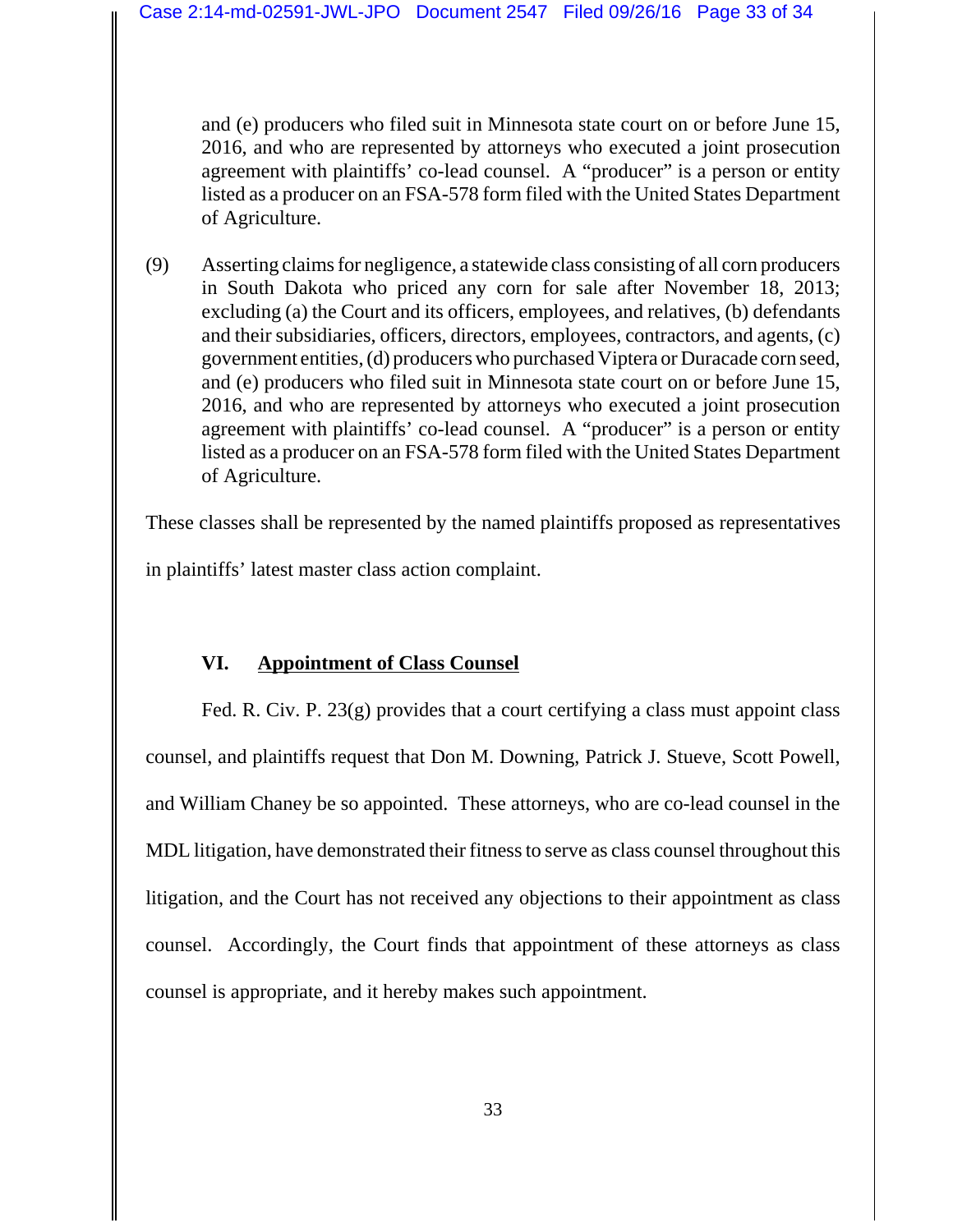and (e) producers who filed suit in Minnesota state court on or before June 15, 2016, and who are represented by attorneys who executed a joint prosecution agreement with plaintiffs' co-lead counsel. A "producer" is a person or entity listed as a producer on an FSA-578 form filed with the United States Department of Agriculture.

(9) Asserting claims for negligence, a statewide class consisting of all corn producers in South Dakota who priced any corn for sale after November 18, 2013; excluding (a) the Court and its officers, employees, and relatives, (b) defendants and their subsidiaries, officers, directors, employees, contractors, and agents, (c) government entities, (d) producers who purchased Viptera or Duracade corn seed, and (e) producers who filed suit in Minnesota state court on or before June 15, 2016, and who are represented by attorneys who executed a joint prosecution agreement with plaintiffs' co-lead counsel. A "producer" is a person or entity listed as a producer on an FSA-578 form filed with the United States Department of Agriculture.

These classes shall be represented by the named plaintiffs proposed as representatives in plaintiffs' latest master class action complaint.

## VI. <u>Appointment of Class Counsel</u>

Fed. R. Civ. P. 23(g) provides that a court certifying a class must appoint class counsel, and plaintiffs request that Don M. Downing, Patrick J. Stueve, Scott Powell, and William Chaney be so appointed. These attorneys, who are co-lead counsel in the MDL litigation, have demonstrated their fitness to serve as class counsel throughout this litigation, and the Court has not received any objections to their appointment as class counsel. Accordingly, the Court finds that appointment of these attorneys as class counsel is appropriate, and it hereby makes such appointment.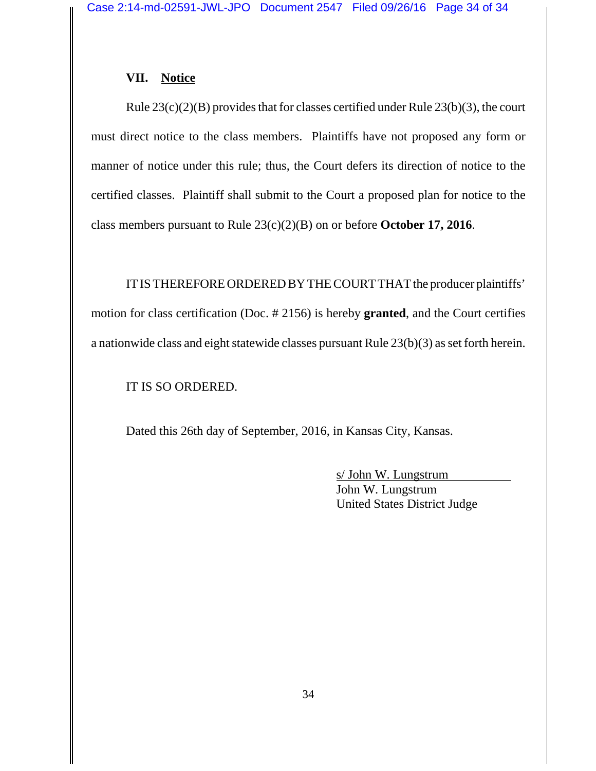## VII. Notice

Rule 23(c)(2)(B) provides that for classes certified under Rule 23(b)(3), the court must direct notice to the class members. Plaintiffs have not proposed any form or manner of notice under this rule; thus, the Court defers its direction of notice to the certified classes. Plaintiff shall submit to the Court a proposed plan for notice to the class members pursuant to Rule 23(c)(2)(B) on or before **October 17, 2016**.

IT IS THEREFORE ORDERED BY THE COURT THAT the producer plaintiffs' motion for class certification (Doc. # 2156) is hereby **granted**, and the Court certifies a nationwide class and eight statewide classes pursuant Rule 23(b)(3) as set forth herein.

IT IS SO ORDERED.

Dated this 26th day of September, 2016, in Kansas City, Kansas.

s/ John W. Lungstrum
John W. Lungstrum
United States District Judge